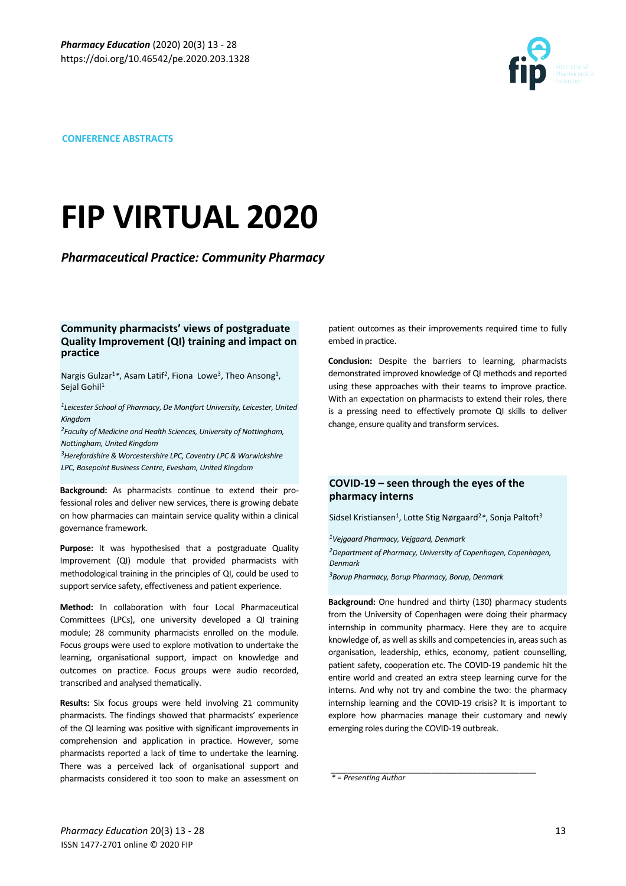CONFERENCE ABSTRACTS

# FIP VIRTUAL 2020

## *Pharmaceutical Practice: Community Pharmacy*

### Community pharmacists' views of postgraduate Quality Improvement (QI) training and impact on practice

Nargis Gulzar[1]*, Asam Latif[2], Fiona Lowe[3], Theo Ansong[1], Sejal Gohil[1]

*[1]Leicester School of Pharmacy, De Montfort University, Leicester, United Kingdom*

*[2]Faculty of Medicine and Health Sciences, University of Nottingham, Nottingham, United Kingdom*

*[3]Herefordshire & Worcestershire LPC, Coventry LPC & Warwickshire LPC, Basepoint Business Centre, Evesham, United Kingdom*

**Background:** As pharmacists continue to extend their professional roles and deliver new services, there is growing debate on how pharmacies can maintain service quality within a clinical governance framework.

**Purpose:** It was hypothesised that a postgraduate Quality Improvement (QI) module that provided pharmacists with methodological training in the principles of QI, could be used to support service safety, effectiveness and patient experience.

**Method:** In collaboration with four Local Pharmaceutical Committees (LPCs), one university developed a QI training module; 28 community pharmacists enrolled on the module. Focus groups were used to explore motivation to undertake the learning, organisational support, impact on knowledge and outcomes on practice. Focus groups were audio recorded, transcribed and analysed thematically.

**Results:** Six focus groups were held involving 21 community pharmacists. The findings showed that pharmacists' experience of the QI learning was positive with significant improvements in comprehension and application in practice. However, some pharmacists reported a lack of time to undertake the learning. There was a perceived lack of organisational support and pharmacists considered it too soon to make an assessment on patient outcomes as their improvements required time to fully embed in practice.

**Conclusion:** Despite the barriers to learning, pharmacists demonstrated improved knowledge of QI methods and reported using these approaches with their teams to improve practice. With an expectation on pharmacists to extend their roles, there is a pressing need to effectively promote QI skills to deliver change, ensure quality and transform services.

### COVID-19 – seen through the eyes of the pharmacy interns

Sidsel Kristiansen[1], Lotte Stig Nørgaard[2]*, Sonja Palftoft[3]

*[1]Vejgaard Pharmacy, Vejgaard, Denmark*

*[2]Department of Pharmacy, University of Copenhagen, Copenhagen, Denmark*

*[3]Borup Pharmacy, Borup Pharmacy, Borup, Denmark*

**Background:** One hundred and thirty (130) pharmacy students from the University of Copenhagen were doing their pharmacy internship in community pharmacy. Here they are to acquire knowledge of, as well as skills and competencies in, areas such as organisation, leadership, ethics, economy, patient counselling, patient safety, cooperation etc. The COVID-19 pandemic hit the entire world and created an extra steep learning curve for the interns. And why not try and combine the two: the pharmacy internship learning and the COVID-19 crisis? It is important to explore how pharmacies manage their customary and newly emerging roles during the COVID-19 outbreak.

*\* = Presenting Author*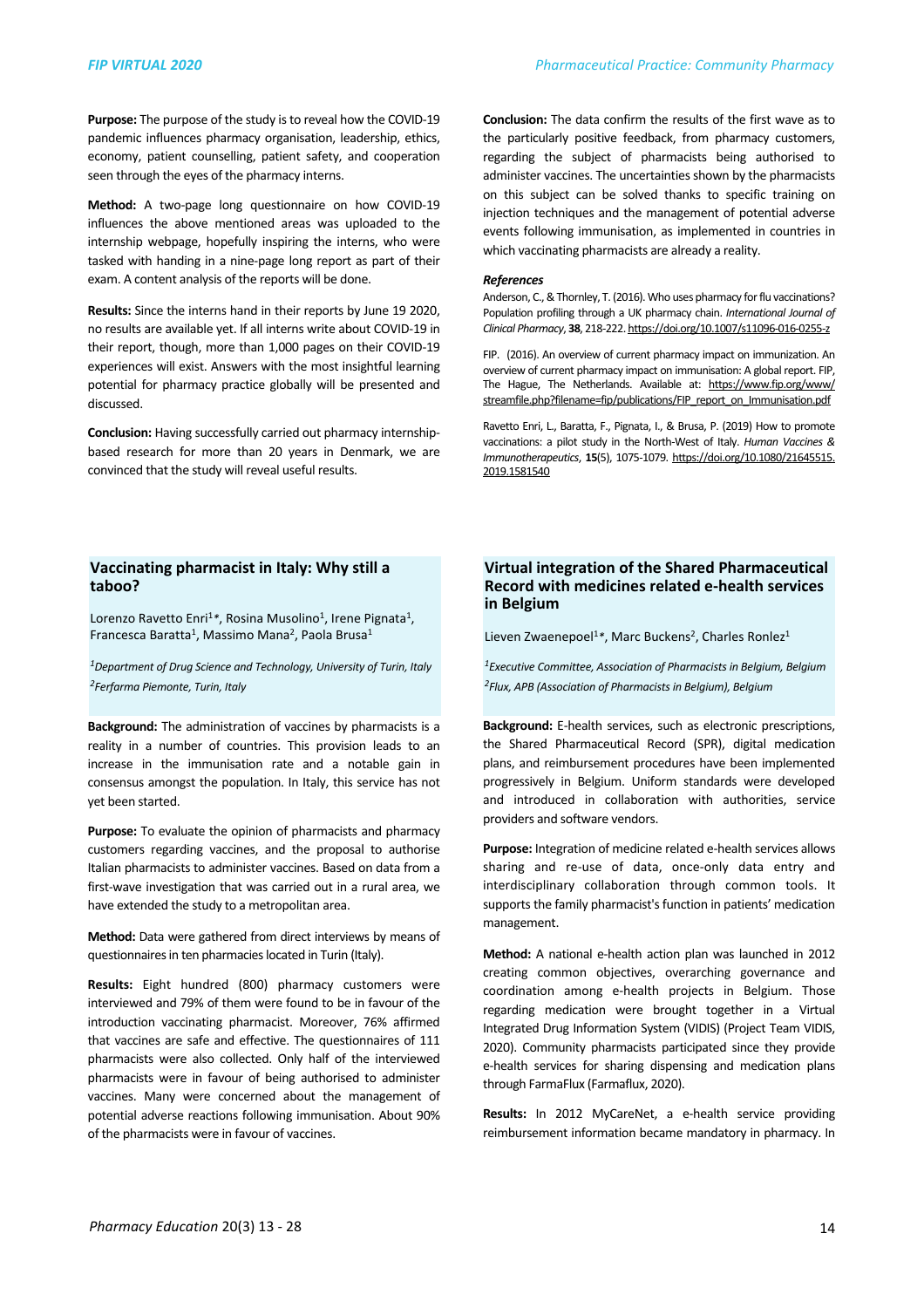**Purpose:** The purpose of the study is to reveal how the COVID-19 pandemic influences pharmacy organisation, leadership, ethics, economy, patient counselling, patient safety, and cooperation seen through the eyes of the pharmacy interns.

**Method:** A two-page long questionnaire on how COVID-19 influences the above mentioned areas was uploaded to the internship webpage, hopefully inspiring the interns, who were tasked with handing in a nine-page long report as part of their exam. A content analysis of the reports will be done.

**Results:** Since the interns hand in their reports by June 19 2020, no results are available yet. If all interns write about COVID-19 in their report, though, more than 1,000 pages on their COVID-19 experiences will exist. Answers with the most insightful learning potential for pharmacy practice globally will be presented and discussed.

**Conclusion:** Having successfully carried out pharmacy internship-based research for more than 20 years in Denmark, we are convinced that the study will reveal useful results.

## Vaccinating pharmacist in Italy: Why still a taboo?

Lorenzo Ravetto Enri[1]*, Rosina Musolino[1], Irene Pignata[1], Francesca Baratta[1], Massimo Mana[2], Paola Brusa[1]

*[1]Department of Drug Science and Technology, University of Turin, Italy*
*[2]Ferfarma Piemonte, Turin, Italy*

**Background:** The administration of vaccines by pharmacists is a reality in a number of countries. This provision leads to an increase in the immunisation rate and a notable gain in consensus amongst the population. In Italy, this service has not yet been started.

**Purpose:** To evaluate the opinion of pharmacists and pharmacy customers regarding vaccines, and the proposal to authorise Italian pharmacists to administer vaccines. Based on data from a first-wave investigation that was carried out in a rural area, we have extended the study to a metropolitan area.

**Method:** Data were gathered from direct interviews by means of questionnaires in ten pharmacies located in Turin (Italy).

**Results:** Eight hundred (800) pharmacy customers were interviewed and 79% of them were found to be in favour of the introduction vaccinating pharmacist. Moreover, 76% affirmed that vaccines are safe and effective. The questionnaires of 111 pharmacists were also collected. Only half of the interviewed pharmacists were in favour of being authorised to administer vaccines. Many were concerned about the management of potential adverse reactions following immunisation. About 90% of the pharmacists were in favour of vaccines.

**Conclusion:** The data confirm the results of the first wave as to the particularly positive feedback, from pharmacy customers, regarding the subject of pharmacists being authorised to administer vaccines. The uncertainties shown by the pharmacists on this subject can be solved thanks to specific training on injection techniques and the management of potential adverse events following immunisation, as implemented in countries in which vaccinating pharmacists are already a reality.

***References***

Anderson, C., & Thornley, T. (2016). Who uses pharmacy for flu vaccinations? Population profiling through a UK pharmacy chain. *International Journal of Clinical Pharmacy*, **38**, 218-222. https://doi.org/10.1007/s11096-016-0255-z

FIP. (2016). An overview of current pharmacy impact on immunization. An overview of current pharmacy impact on immunisation: A global report. FIP, The Hague, The Netherlands. Available at: https://www.fip.org/www/streamfile.php?filename=fip/publications/FIP_report_on_Immunisation.pdf

Ravetto Enri, L., Baratta, F., Pignata, I., & Brusa, P. (2019) How to promote vaccinations: a pilot study in the North-West of Italy. *Human Vaccines & Immunotherapeutics*, **15**(5), 1075-1079. https://doi.org/10.1080/21645515.2019.1581540

## Virtual integration of the Shared Pharmaceutical Record with medicines related e-health services in Belgium

Lieven Zwaenepoel[1]*, Marc Buckens[2], Charles Ronlez[1]

*[1]Executive Committee, Association of Pharmacists in Belgium, Belgium*
*[2]Flux, APB (Association of Pharmacists in Belgium), Belgium*

**Background:** E-health services, such as electronic prescriptions, the Shared Pharmaceutical Record (SPR), digital medication plans, and reimbursement procedures have been implemented progressively in Belgium. Uniform standards were developed and introduced in collaboration with authorities, service providers and software vendors.

**Purpose:** Integration of medicine related e-health services allows sharing and re-use of data, once-only data entry and interdisciplinary collaboration through common tools. It supports the family pharmacist's function in patients' medication management.

**Method:** A national e-health action plan was launched in 2012 creating common objectives, overarching governance and coordination among e-health projects in Belgium. Those regarding medication were brought together in a Virtual Integrated Drug Information System (VIDIS) (Project Team VIDIS, 2020). Community pharmacists participated since they provide e-health services for sharing dispensing and medication plans through FarmaFlux (Farmaflux, 2020).

**Results:** In 2012 MyCareNet, a e-health service providing reimbursement information became mandatory in pharmacy. In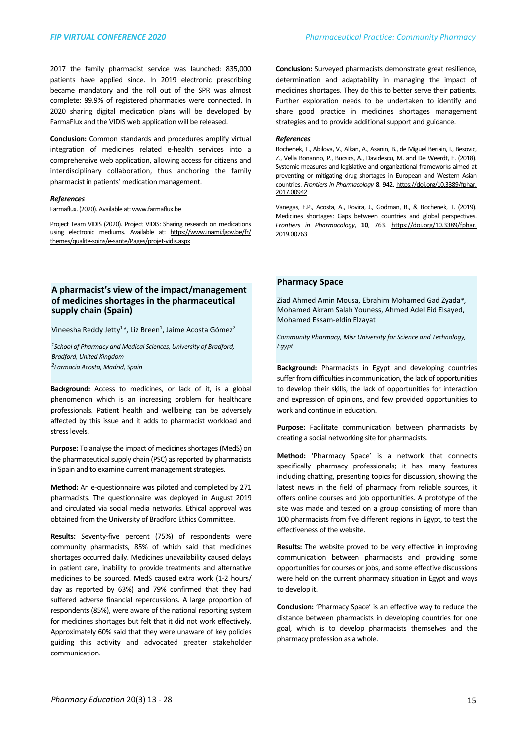2017 the family pharmacist service was launched: 835,000 patients have applied since. In 2019 electronic prescribing became mandatory and the roll out of the SPR was almost complete: 99.9% of registered pharmacies were connected. In 2020 sharing digital medication plans will be developed by FarmaFlux and the VIDIS web application will be released.

**Conclusion:** Common standards and procedures amplify virtual integration of medicines related e-health services into a comprehensive web application, allowing access for citizens and interdisciplinary collaboration, thus anchoring the family pharmacist in patients' medication management.

***References***

Farmaflux. (2020). Available at: www.farmaflux.be

Project Team VIDIS (2020). Project VIDIS: Sharing research on medications using electronic mediums. Available at: https://www.inami.fgov.be/fr/themes/qualite-soins/e-sante/Pages/projet-vidis.aspx

## A pharmacist's view of the impact/management of medicines shortages in the pharmaceutical supply chain (Spain)

Vineesha Reddy Jetty[1]*, Liz Breen[1], Jaime Acosta Gómez[2]

*[1]School of Pharmacy and Medical Sciences, University of Bradford, Bradford, United Kingdom*
*[2]Farmacia Acosta, Madrid, Spain*

**Background:** Access to medicines, or lack of it, is a global phenomenon which is an increasing problem for healthcare professionals. Patient health and wellbeing can be adversely affected by this issue and it adds to pharmacist workload and stress levels.

**Purpose:** To analyse the impact of medicines shortages (MedS) on the pharmaceutical supply chain (PSC) as reported by pharmacists in Spain and to examine current management strategies.

**Method:** An e-questionnaire was piloted and completed by 271 pharmacists. The questionnaire was deployed in August 2019 and circulated via social media networks. Ethical approval was obtained from the University of Bradford Ethics Committee.

**Results:** Seventy-five percent (75%) of respondents were community pharmacists, 85% of which said that medicines shortages occurred daily. Medicines unavailability caused delays in patient care, inability to provide treatments and alternative medicines to be sourced. MedS caused extra work (1-2 hours/day as reported by 63%) and 79% confirmed that they had suffered adverse financial repercussions. A large proportion of respondents (85%), were aware of the national reporting system for medicines shortages but felt that it did not work effectively. Approximately 60% said that they were unaware of key policies guiding this activity and advocated greater stakeholder communication.

**Conclusion:** Surveyed pharmacists demonstrate great resilience, determination and adaptability in managing the impact of medicines shortages. They do this to better serve their patients. Further exploration needs to be undertaken to identify and share good practice in medicines shortages management strategies and to provide additional support and guidance.

***References***

Bochenek, T., Abilova, V., Alkan, A., Asanin, B., de Miguel Beriain, I., Besovic, Z., Vella Bonanno, P., Bucsics, A., Davidescu, M. and De Weerdt, E. (2018). Systemic measures and legislative and organizational frameworks aimed at preventing or mitigating drug shortages in European and Western Asian countries. *Frontiers in Pharmacology* **8**, 942. https://doi.org/10.3389/fphar.2017.00942

Vanegas, E.P., Acosta, A., Rovira, J., Godman, B., & Bochenek, T. (2019). Medicines shortages: Gaps between countries and global perspectives. *Frontiers in Pharmacology*, **10**, 763. https://doi.org/10.3389/fphar.2019.00763

## Pharmacy Space

Ziad Ahmed Amin Mousa, Ebrahim Mohamed Gad Zyada*, Mohamed Akram Salah Youness, Ahmed Adel Eid Elsayed, Mohamed Essam-eldin Elzayat

*Community Pharmacy, Misr University for Science and Technology, Egypt*

**Background:** Pharmacists in Egypt and developing countries suffer from difficulties in communication, the lack of opportunities to develop their skills, the lack of opportunities for interaction and expression of opinions, and few provided opportunities to work and continue in education.

**Purpose:** Facilitate communication between pharmacists by creating a social networking site for pharmacists.

**Method:** 'Pharmacy Space' is a network that connects specifically pharmacy professionals; it has many features including chatting, presenting topics for discussion, showing the latest news in the field of pharmacy from reliable sources, it offers online courses and job opportunities. A prototype of the site was made and tested on a group consisting of more than 100 pharmacists from five different regions in Egypt, to test the effectiveness of the website.

**Results:** The website proved to be very effective in improving communication between pharmacists and providing some opportunities for courses or jobs, and some effective discussions were held on the current pharmacy situation in Egypt and ways to develop it.

**Conclusion:** 'Pharmacy Space' is an effective way to reduce the distance between pharmacists in developing countries for one goal, which is to develop pharmacists themselves and the pharmacy profession as a whole.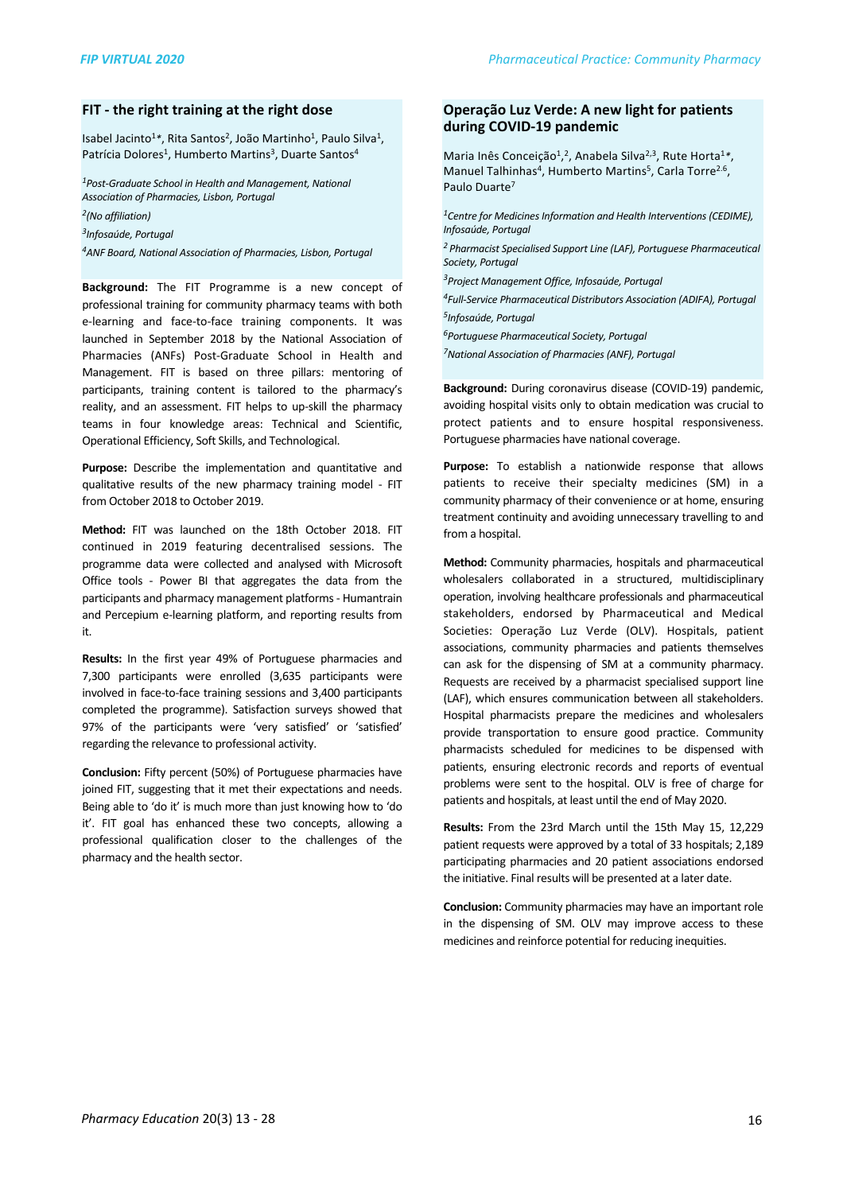## FIT - the right training at the right dose

Isabel Jacinto[1]*, Rita Santos[2], João Martinho[1], Paulo Silva[1], Patrícia Dolores[1], Humberto Martins[3], Duarte Santos[4]

*[1]Post-Graduate School in Health and Management, National Association of Pharmacies, Lisbon, Portugal*

*[2](No affiliation)*

*[3]Infosaúde, Portugal*

*[4]ANF Board, National Association of Pharmacies, Lisbon, Portugal*

**Background:** The FIT Programme is a new concept of professional training for community pharmacy teams with both e-learning and face-to-face training components. It was launched in September 2018 by the National Association of Pharmacies (ANFs) Post-Graduate School in Health and Management. FIT is based on three pillars: mentoring of participants, training content is tailored to the pharmacy's reality, and an assessment. FIT helps to up-skill the pharmacy teams in four knowledge areas: Technical and Scientific, Operational Efficiency, Soft Skills, and Technological.

**Purpose:** Describe the implementation and quantitative and qualitative results of the new pharmacy training model - FIT from October 2018 to October 2019.

**Method:** FIT was launched on the 18th October 2018. FIT continued in 2019 featuring decentralised sessions. The programme data were collected and analysed with Microsoft Office tools - Power BI that aggregates the data from the participants and pharmacy management platforms - Humantrain and Percepium e-learning platform, and reporting results from it.

**Results:** In the first year 49% of Portuguese pharmacies and 7,300 participants were enrolled (3,635 participants were involved in face-to-face training sessions and 3,400 participants completed the programme). Satisfaction surveys showed that 97% of the participants were 'very satisfied' or 'satisfied' regarding the relevance to professional activity.

**Conclusion:** Fifty percent (50%) of Portuguese pharmacies have joined FIT, suggesting that it met their expectations and needs. Being able to 'do it' is much more than just knowing how to 'do it'. FIT goal has enhanced these two concepts, allowing a professional qualification closer to the challenges of the pharmacy and the health sector.

## Operação Luz Verde: A new light for patients during COVID-19 pandemic

Maria Inês Conceição[1,2], Anabela Silva[2,3], Rute Horta[1]*, Manuel Talhinhas[4], Humberto Martins[5], Carla Torre[2,6], Paulo Duarte[7]

*[1]Centre for Medicines Information and Health Interventions (CEDIME), Infosaúde, Portugal*

*[2]Pharmacist Specialised Support Line (LAF), Portuguese Pharmaceutical Society, Portugal*

*[3]Project Management Office, Infosaúde, Portugal*

*[4]Full-Service Pharmaceutical Distributors Association (ADIFA), Portugal*

*[5]Infosaúde, Portugal*

*[6]Portuguese Pharmaceutical Society, Portugal*

*[7]National Association of Pharmacies (ANF), Portugal*

**Background:** During coronavirus disease (COVID-19) pandemic, avoiding hospital visits only to obtain medication was crucial to protect patients and to ensure hospital responsiveness. Portuguese pharmacies have national coverage.

**Purpose:** To establish a nationwide response that allows patients to receive their specialty medicines (SM) in a community pharmacy of their convenience or at home, ensuring treatment continuity and avoiding unnecessary travelling to and from a hospital.

**Method:** Community pharmacies, hospitals and pharmaceutical wholesalers collaborated in a structured, multidisciplinary operation, involving healthcare professionals and pharmaceutical stakeholders, endorsed by Pharmaceutical and Medical Societies: Operação Luz Verde (OLV). Hospitals, patient associations, community pharmacies and patients themselves can ask for the dispensing of SM at a community pharmacy. Requests are received by a pharmacist specialised support line (LAF), which ensures communication between all stakeholders. Hospital pharmacists prepare the medicines and wholesalers provide transportation to ensure good practice. Community pharmacists scheduled for medicines to be dispensed with patients, ensuring electronic records and reports of eventual problems were sent to the hospital. OLV is free of charge for patients and hospitals, at least until the end of May 2020.

**Results:** From the 23rd March until the 15th May 15, 12,229 patient requests were approved by a total of 33 hospitals; 2,189 participating pharmacies and 20 patient associations endorsed the initiative. Final results will be presented at a later date.

**Conclusion:** Community pharmacies may have an important role in the dispensing of SM. OLV may improve access to these medicines and reinforce potential for reducing inequities.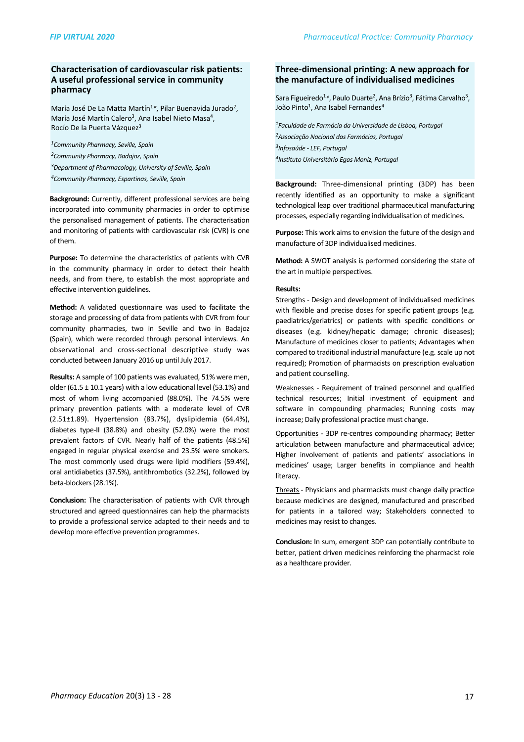## Characterisation of cardiovascular risk patients: A useful professional service in community pharmacy

María José De La Matta Martín[1]*, Pilar Buenavida Jurado[2], María José Martín Calero[3], Ana Isabel Nieto Masa[4], Rocío De la Puerta Vázquez[3]

*[1]Community Pharmacy, Seville, Spain*
*[2]Community Pharmacy, Badajoz, Spain*
*[3]Department of Pharmacology, University of Seville, Spain*
*[4]Community Pharmacy, Espartinas, Seville, Spain*

**Background:** Currently, different professional services are being incorporated into community pharmacies in order to optimise the personalised management of patients. The characterisation and monitoring of patients with cardiovascular risk (CVR) is one of them.

**Purpose:** To determine the characteristics of patients with CVR in the community pharmacy in order to detect their health needs, and from there, to establish the most appropriate and effective intervention guidelines.

**Method:** A validated questionnaire was used to facilitate the storage and processing of data from patients with CVR from four community pharmacies, two in Seville and two in Badajoz (Spain), which were recorded through personal interviews. An observational and cross-sectional descriptive study was conducted between January 2016 up until July 2017.

**Results:** A sample of 100 patients was evaluated, 51% were men, older (61.5 ± 10.1 years) with a low educational level (53.1%) and most of whom living accompanied (88.0%). The 74.5% were primary prevention patients with a moderate level of CVR (2.51±1.89). Hypertension (83.7%), dyslipidemia (64.4%), diabetes type-II (38.8%) and obesity (52.0%) were the most prevalent factors of CVR. Nearly half of the patients (48.5%) engaged in regular physical exercise and 23.5% were smokers. The most commonly used drugs were lipid modifiers (59.4%), oral antidiabetics (37.5%), antithrombotics (32.2%), followed by beta-blockers (28.1%).

**Conclusion:** The characterisation of patients with CVR through structured and agreed questionnaires can help the pharmacists to provide a professional service adapted to their needs and to develop more effective prevention programmes.

## Three-dimensional printing: A new approach for the manufacture of individualised medicines

Sara Figueiredo[1]*, Paulo Duarte[2], Ana Brízio[3], Fátima Carvalho[3], João Pinto[1], Ana Isabel Fernandes[4]

*[1]Faculdade de Farmácia da Universidade de Lisboa, Portugal*
*[2]Associação Nacional das Farmácias, Portugal*
*[3]Infosaúde - LEF, Portugal*
*[4]Instituto Universitário Egas Moniz, Portugal*

**Background:** Three-dimensional printing (3DP) has been recently identified as an opportunity to make a significant technological leap over traditional pharmaceutical manufacturing processes, especially regarding individualisation of medicines.

**Purpose:** This work aims to envision the future of the design and manufacture of 3DP individualised medicines.

**Method:** A SWOT analysis is performed considering the state of the art in multiple perspectives.

**Results:**

Strengths - Design and development of individualised medicines with flexible and precise doses for specific patient groups (e.g. paediatrics/geriatrics) or patients with specific conditions or diseases (e.g. kidney/hepatic damage; chronic diseases); Manufacture of medicines closer to patients; Advantages when compared to traditional industrial manufacture (e.g. scale up not required); Promotion of pharmacists on prescription evaluation and patient counselling.

Weaknesses - Requirement of trained personnel and qualified technical resources; Initial investment of equipment and software in compounding pharmacies; Running costs may increase; Daily professional practice must change.

Opportunities - 3DP re-centres compounding pharmacy; Better articulation between manufacture and pharmaceutical advice; Higher involvement of patients and patients' associations in medicines' usage; Larger benefits in compliance and health literacy.

Threats - Physicians and pharmacists must change daily practice because medicines are designed, manufactured and prescribed for patients in a tailored way; Stakeholders connected to medicines may resist to changes.

**Conclusion:** In sum, emergent 3DP can potentially contribute to better, patient driven medicines reinforcing the pharmacist role as a healthcare provider.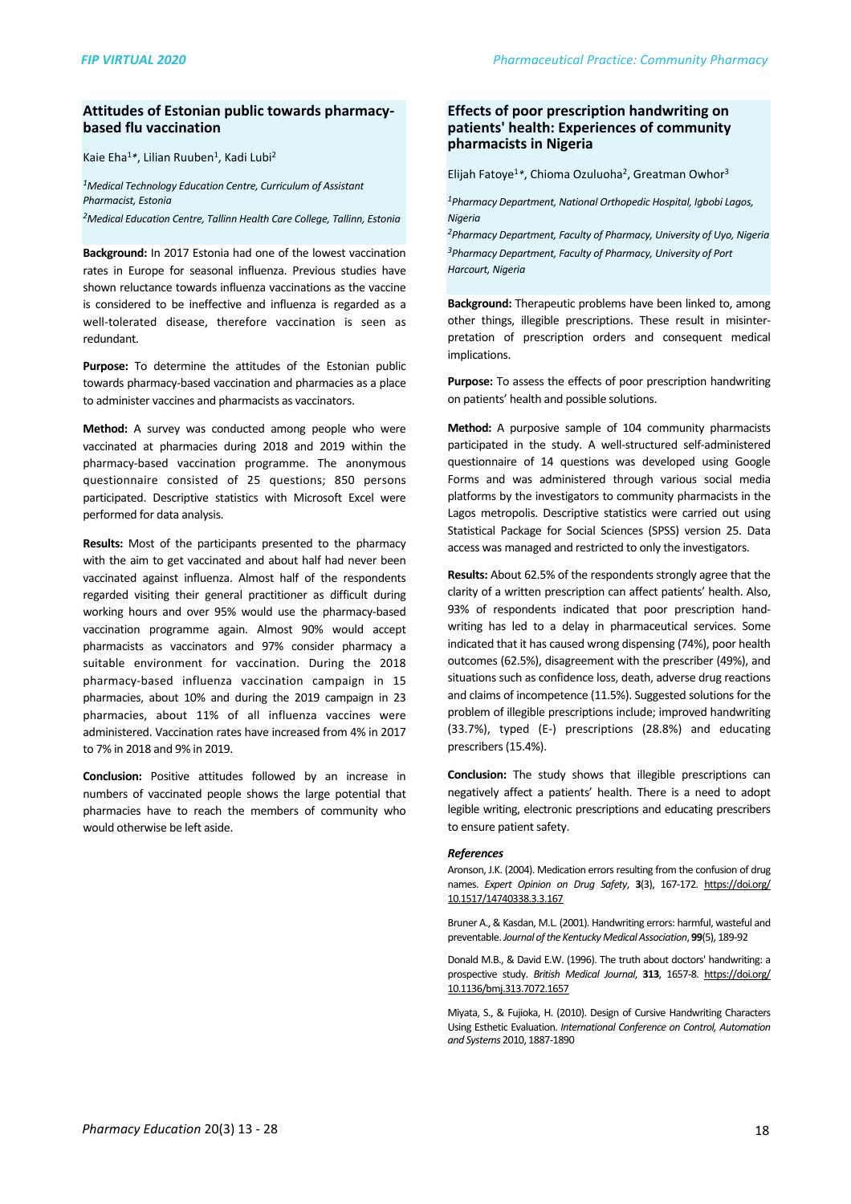## Attitudes of Estonian public towards pharmacy-based flu vaccination

Kaie Eha[1]*, Lilian Ruuben[1], Kadi Lubi[2]

[1]*Medical Technology Education Centre, Curriculum of Assistant Pharmacist, Estonia*

[2]*Medical Education Centre, Tallinn Health Care College, Tallinn, Estonia*

**Background:** In 2017 Estonia had one of the lowest vaccination rates in Europe for seasonal influenza. Previous studies have shown reluctance towards influenza vaccinations as the vaccine is considered to be ineffective and influenza is regarded as a well-tolerated disease, therefore vaccination is seen as redundant.

**Purpose:** To determine the attitudes of the Estonian public towards pharmacy-based vaccination and pharmacies as a place to administer vaccines and pharmacists as vaccinators.

**Method:** A survey was conducted among people who were vaccinated at pharmacies during 2018 and 2019 within the pharmacy-based vaccination programme. The anonymous questionnaire consisted of 25 questions; 850 persons participated. Descriptive statistics with Microsoft Excel were performed for data analysis.

**Results:** Most of the participants presented to the pharmacy with the aim to get vaccinated and about half had never been vaccinated against influenza. Almost half of the respondents regarded visiting their general practitioner as difficult during working hours and over 95% would use the pharmacy-based vaccination programme again. Almost 90% would accept pharmacists as vaccinators and 97% consider pharmacy a suitable environment for vaccination. During the 2018 pharmacy-based influenza vaccination campaign in 15 pharmacies, about 10% and during the 2019 campaign in 23 pharmacies, about 11% of all influenza vaccines were administered. Vaccination rates have increased from 4% in 2017 to 7% in 2018 and 9% in 2019.

**Conclusion:** Positive attitudes followed by an increase in numbers of vaccinated people shows the large potential that pharmacies have to reach the members of community who would otherwise be left aside.

## Effects of poor prescription handwriting on patients' health: Experiences of community pharmacists in Nigeria

Elijah Fatoye[1]*, Chioma Ozuluoha[2], Greatman Owhor[3]

[1]*Pharmacy Department, National Orthopedic Hospital, Igbobi Lagos, Nigeria*

[2]*Pharmacy Department, Faculty of Pharmacy, University of Uyo, Nigeria*

[3]*Pharmacy Department, Faculty of Pharmacy, University of Port Harcourt, Nigeria*

**Background:** Therapeutic problems have been linked to, among other things, illegible prescriptions. These result in misinterpretation of prescription orders and consequent medical implications.

**Purpose:** To assess the effects of poor prescription handwriting on patients' health and possible solutions.

**Method:** A purposive sample of 104 community pharmacists participated in the study. A well-structured self-administered questionnaire of 14 questions was developed using Google Forms and was administered through various social media platforms by the investigators to community pharmacists in the Lagos metropolis. Descriptive statistics were carried out using Statistical Package for Social Sciences (SPSS) version 25. Data access was managed and restricted to only the investigators.

**Results:** About 62.5% of the respondents strongly agree that the clarity of a written prescription can affect patients' health. Also, 93% of respondents indicated that poor prescription handwriting has led to a delay in pharmaceutical services. Some indicated that it has caused wrong dispensing (74%), poor health outcomes (62.5%), disagreement with the prescriber (49%), and situations such as confidence loss, death, adverse drug reactions and claims of incompetence (11.5%). Suggested solutions for the problem of illegible prescriptions include; improved handwriting (33.7%), typed (E-) prescriptions (28.8%) and educating prescribers (15.4%).

**Conclusion:** The study shows that illegible prescriptions can negatively affect a patients' health. There is a need to adopt legible writing, electronic prescriptions and educating prescribers to ensure patient safety.

### *References*

Aronson, J.K. (2004). Medication errors resulting from the confusion of drug names. *Expert Opinion on Drug Safety*, **3**(3), 167-172. https://doi.org/10.1517/14740338.3.3.167

Bruner A., & Kasdan, M.L. (2001). Handwriting errors: harmful, wasteful and preventable. *Journal of the Kentucky Medical Association*, **99**(5), 189-92

Donald M.B., & David E.W. (1996). The truth about doctors' handwriting: a prospective study. *British Medical Journal*, **313**, 1657-8. https://doi.org/10.1136/bmj.313.7072.1657

Miyata, S., & Fujioka, H. (2010). Design of Cursive Handwriting Characters Using Esthetic Evaluation. *International Conference on Control, Automation and Systems* 2010, 1887-1890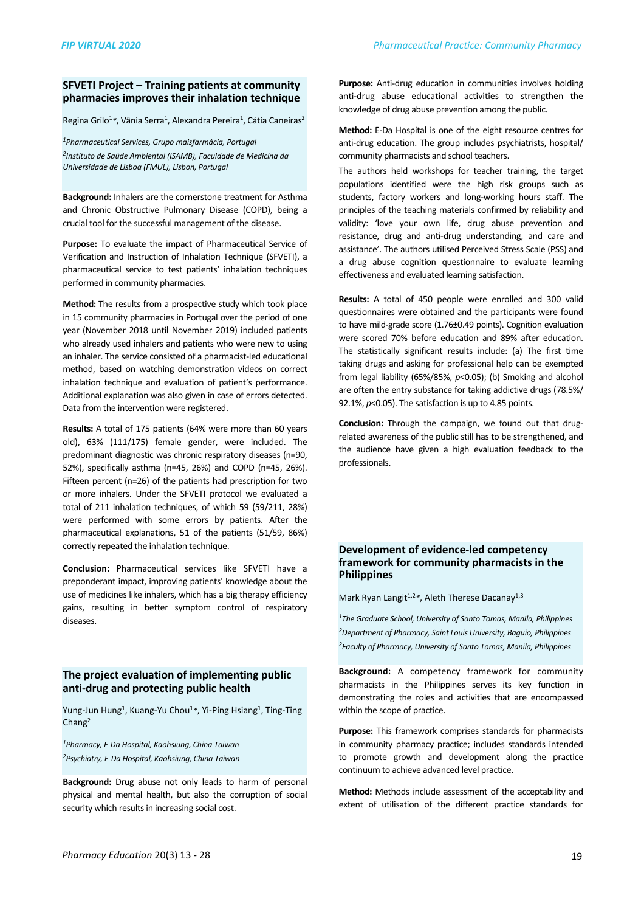## SFVETI Project – Training patients at community pharmacies improves their inhalation technique

Regina Grilo[1]*, Vânia Serra[1], Alexandra Pereira[1], Cátia Caneiras[2]

*[1]Pharmaceutical Services, Grupo maisfarmácia, Portugal*
*[2]Instituto de Saúde Ambiental (ISAMB), Faculdade de Medicina da Universidade de Lisboa (FMUL), Lisbon, Portugal*

**Background:** Inhalers are the cornerstone treatment for Asthma and Chronic Obstructive Pulmonary Disease (COPD), being a crucial tool for the successful management of the disease.

**Purpose:** To evaluate the impact of Pharmaceutical Service of Verification and Instruction of Inhalation Technique (SFVETI), a pharmaceutical service to test patients' inhalation techniques performed in community pharmacies.

**Method:** The results from a prospective study which took place in 15 community pharmacies in Portugal over the period of one year (November 2018 until November 2019) included patients who already used inhalers and patients who were new to using an inhaler. The service consisted of a pharmacist-led educational method, based on watching demonstration videos on correct inhalation technique and evaluation of patient's performance. Additional explanation was also given in case of errors detected. Data from the intervention were registered.

**Results:** A total of 175 patients (64% were more than 60 years old), 63% (111/175) female gender, were included. The predominant diagnostic was chronic respiratory diseases (n=90, 52%), specifically asthma (n=45, 26%) and COPD (n=45, 26%). Fifteen percent (n=26) of the patients had prescription for two or more inhalers. Under the SFVETI protocol we evaluated a total of 211 inhalation techniques, of which 59 (59/211, 28%) were performed with some errors by patients. After the pharmaceutical explanations, 51 of the patients (51/59, 86%) correctly repeated the inhalation technique.

**Conclusion:** Pharmaceutical services like SFVETI have a preponderant impact, improving patients' knowledge about the use of medicines like inhalers, which has a big therapy efficiency gains, resulting in better symptom control of respiratory diseases.

## The project evaluation of implementing public anti-drug and protecting public health

Yung-Jun Hung[1], Kuang-Yu Chou[1]*, Yi-Ping Hsiang[1], Ting-Ting Chang[2]

*[1]Pharmacy, E-Da Hospital, Kaohsiung, China Taiwan*
*[2]Psychiatry, E-Da Hospital, Kaohsiung, China Taiwan*

**Background:** Drug abuse not only leads to harm of personal physical and mental health, but also the corruption of social security which results in increasing social cost.

**Purpose:** Anti-drug education in communities involves holding anti-drug abuse educational activities to strengthen the knowledge of drug abuse prevention among the public.

**Method:** E-Da Hospital is one of the eight resource centres for anti-drug education. The group includes psychiatrists, hospital/ community pharmacists and school teachers.

The authors held workshops for teacher training, the target populations identified were the high risk groups such as students, factory workers and long-working hours staff. The principles of the teaching materials confirmed by reliability and validity: 'love your own life, drug abuse prevention and resistance, drug and anti-drug understanding, and care and assistance'. The authors utilised Perceived Stress Scale (PSS) and a drug abuse cognition questionnaire to evaluate learning effectiveness and evaluated learning satisfaction.

**Results:** A total of 450 people were enrolled and 300 valid questionnaires were obtained and the participants were found to have mild-grade score (1.76±0.49 points). Cognition evaluation were scored 70% before education and 89% after education. The statistically significant results include: (a) The first time taking drugs and asking for professional help can be exempted from legal liability (65%/85%, $p<0.05$); (b) Smoking and alcohol are often the entry substance for taking addictive drugs (78.5%/ 92.1%, $p<0.05$). The satisfaction is up to 4.85 points.

**Conclusion:** Through the campaign, we found out that drug-related awareness of the public still has to be strengthened, and the audience have given a high evaluation feedback to the professionals.

## Development of evidence-led competency framework for community pharmacists in the Philippines

Mark Ryan Langit[1,2]*, Aleth Therese Dacanay[1,3]

*[1]The Graduate School, University of Santo Tomas, Manila, Philippines*
*[2]Department of Pharmacy, Saint Louis University, Baguio, Philippines*
*[2]Faculty of Pharmacy, University of Santo Tomas, Manila, Philippines*

**Background:** A competency framework for community pharmacists in the Philippines serves its key function in demonstrating the roles and activities that are encompassed within the scope of practice.

**Purpose:** This framework comprises standards for pharmacists in community pharmacy practice; includes standards intended to promote growth and development along the practice continuum to achieve advanced level practice.

**Method:** Methods include assessment of the acceptability and extent of utilisation of the different practice standards for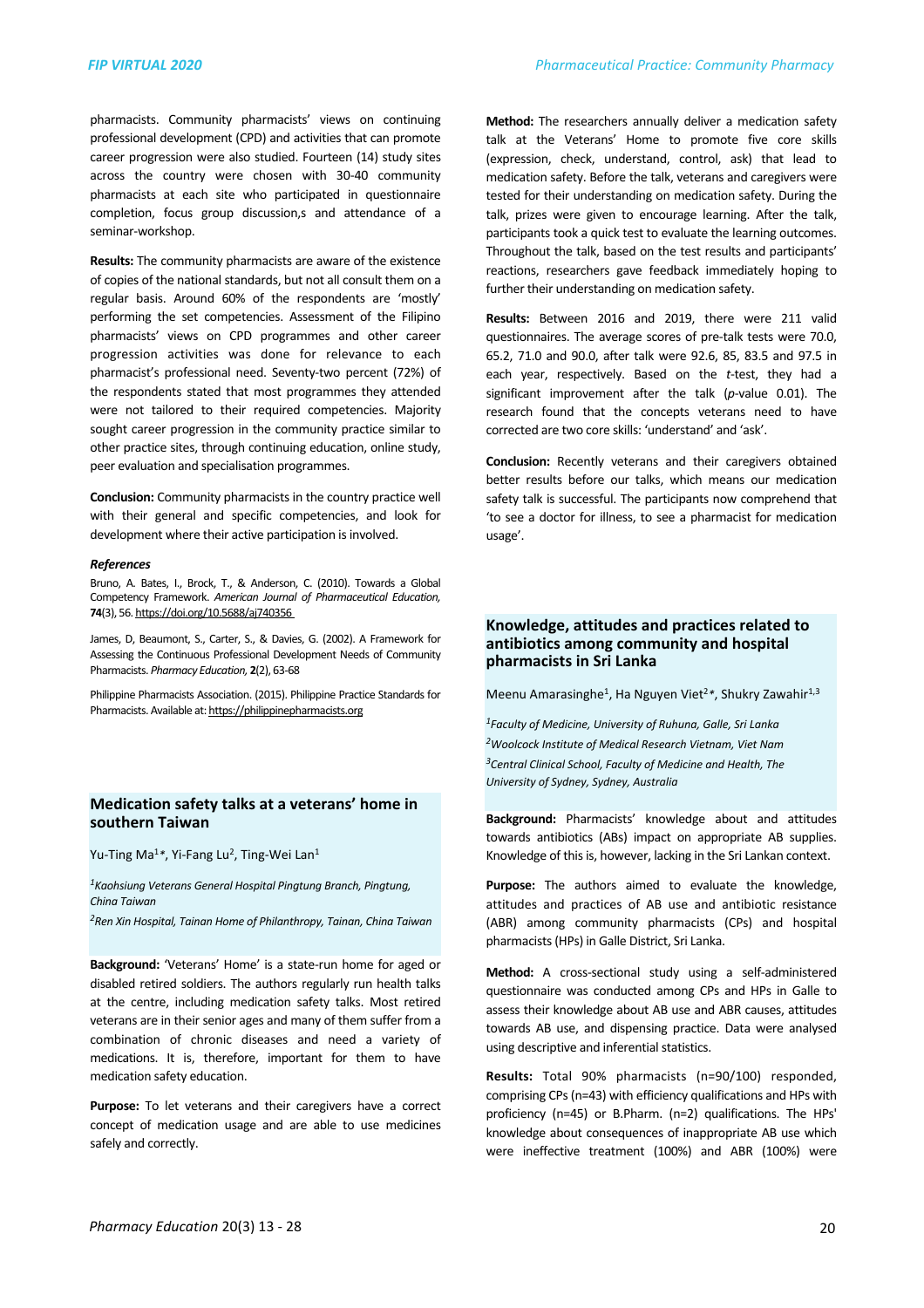pharmacists. Community pharmacists' views on continuing professional development (CPD) and activities that can promote career progression were also studied. Fourteen (14) study sites across the country were chosen with 30-40 community pharmacists at each site who participated in questionnaire completion, focus group discussion,s and attendance of a seminar-workshop.

**Results:** The community pharmacists are aware of the existence of copies of the national standards, but not all consult them on a regular basis. Around 60% of the respondents are 'mostly' performing the set competencies. Assessment of the Filipino pharmacists' views on CPD programmes and other career progression activities was done for relevance to each pharmacist's professional need. Seventy-two percent (72%) of the respondents stated that most programmes they attended were not tailored to their required competencies. Majority sought career progression in the community practice similar to other practice sites, through continuing education, online study, peer evaluation and specialisation programmes.

**Conclusion:** Community pharmacists in the country practice well with their general and specific competencies, and look for development where their active participation is involved.

***References***

Bruno, A. Bates, I., Brock, T., & Anderson, C. (2010). Towards a Global Competency Framework. *American Journal of Pharmaceutical Education,* **74**(3), 56. https://doi.org/10.5688/aj740356

James, D, Beaumont, S., Carter, S., & Davies, G. (2002). A Framework for Assessing the Continuous Professional Development Needs of Community Pharmacists. *Pharmacy Education,* **2**(2), 63-68

Philippine Pharmacists Association. (2015). Philippine Practice Standards for Pharmacists. Available at: https://philippinepharmacists.org

## Medication safety talks at a veterans' home in southern Taiwan

Yu-Ting Ma[1]*, Yi-Fang Lu[2], Ting-Wei Lan[1]

*[1]Kaohsiung Veterans General Hospital Pingtung Branch, Pingtung, China Taiwan*

*[2]Ren Xin Hospital, Tainan Home of Philanthropy, Tainan, China Taiwan*

**Background:** 'Veterans' Home' is a state-run home for aged or disabled retired soldiers. The authors regularly run health talks at the centre, including medication safety talks. Most retired veterans are in their senior ages and many of them suffer from a combination of chronic diseases and need a variety of medications. It is, therefore, important for them to have medication safety education.

**Purpose:** To let veterans and their caregivers have a correct concept of medication usage and are able to use medicines safely and correctly.

**Method:** The researchers annually deliver a medication safety talk at the Veterans' Home to promote five core skills (expression, check, understand, control, ask) that lead to medication safety. Before the talk, veterans and caregivers were tested for their understanding on medication safety. During the talk, prizes were given to encourage learning. After the talk, participants took a quick test to evaluate the learning outcomes. Throughout the talk, based on the test results and participants' reactions, researchers gave feedback immediately hoping to further their understanding on medication safety.

**Results:** Between 2016 and 2019, there were 211 valid questionnaires. The average scores of pre-talk tests were 70.0, 65.2, 71.0 and 90.0, after talk were 92.6, 85, 83.5 and 97.5 in each year, respectively. Based on the *t*-test, they had a significant improvement after the talk (*p*-value 0.01). The research found that the concepts veterans need to have corrected are two core skills: 'understand' and 'ask'.

**Conclusion:** Recently veterans and their caregivers obtained better results before our talks, which means our medication safety talk is successful. The participants now comprehend that 'to see a doctor for illness, to see a pharmacist for medication usage'.

## Knowledge, attitudes and practices related to antibiotics among community and hospital pharmacists in Sri Lanka

Meenu Amarasinghe[1], Ha Nguyen Viet[2]*, Shukry Zawahir[1,3]

*[1]Faculty of Medicine, University of Ruhuna, Galle, Sri Lanka*

*[2]Woolcock Institute of Medical Research Vietnam, Viet Nam*

*[3]Central Clinical School, Faculty of Medicine and Health, The University of Sydney, Sydney, Australia*

**Background:** Pharmacists' knowledge about and attitudes towards antibiotics (ABs) impact on appropriate AB supplies. Knowledge of this is, however, lacking in the Sri Lankan context.

**Purpose:** The authors aimed to evaluate the knowledge, attitudes and practices of AB use and antibiotic resistance (ABR) among community pharmacists (CPs) and hospital pharmacists (HPs) in Galle District, Sri Lanka.

**Method:** A cross-sectional study using a self-administered questionnaire was conducted among CPs and HPs in Galle to assess their knowledge about AB use and ABR causes, attitudes towards AB use, and dispensing practice. Data were analysed using descriptive and inferential statistics.

**Results:** Total 90% pharmacists (n=90/100) responded, comprising CPs (n=43) with efficiency qualifications and HPs with proficiency (n=45) or B.Pharm. (n=2) qualifications. The HPs' knowledge about consequences of inappropriate AB use which were ineffective treatment (100%) and ABR (100%) were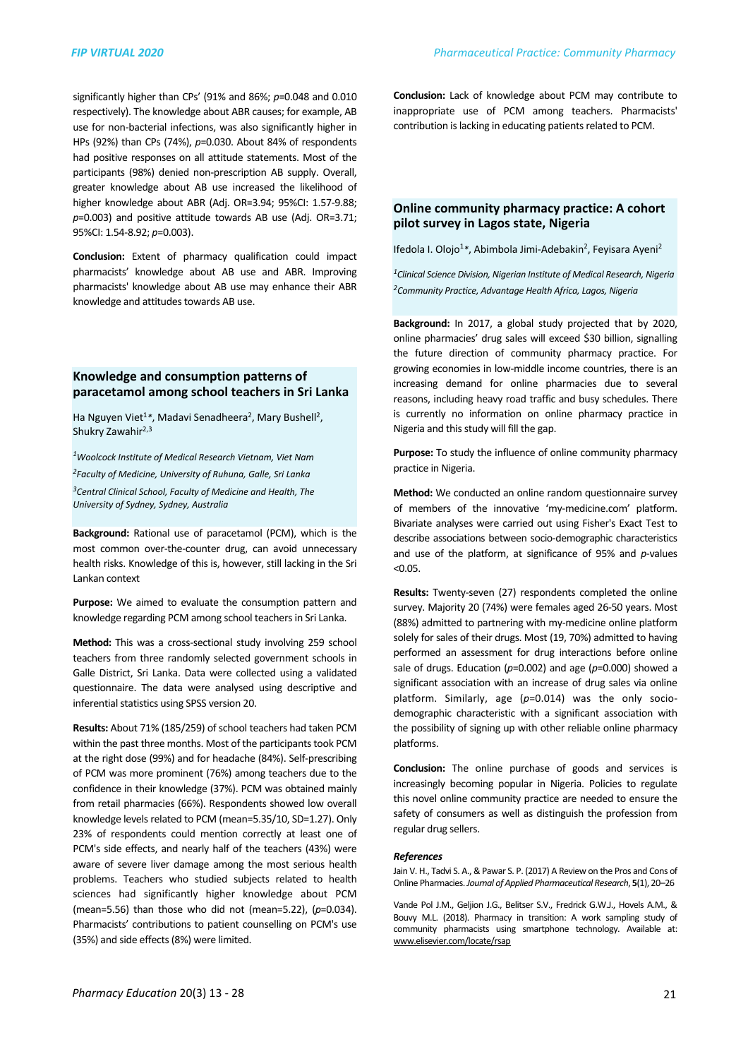significantly higher than CPs' (91% and 86%; *p*=0.048 and 0.010 respectively). The knowledge about ABR causes; for example, AB use for non-bacterial infections, was also significantly higher in HPs (92%) than CPs (74%), *p*=0.030. About 84% of respondents had positive responses on all attitude statements. Most of the participants (98%) denied non-prescription AB supply. Overall, greater knowledge about AB use increased the likelihood of higher knowledge about ABR (Adj. OR=3.94; 95%CI: 1.57-9.88; *p*=0.003) and positive attitude towards AB use (Adj. OR=3.71; 95%CI: 1.54-8.92; *p*=0.003).

**Conclusion:** Extent of pharmacy qualification could impact pharmacists' knowledge about AB use and ABR. Improving pharmacists' knowledge about AB use may enhance their ABR knowledge and attitudes towards AB use.

## Knowledge and consumption patterns of paracetamol among school teachers in Sri Lanka

Ha Nguyen Viet[1]*, Madavi Senadheera[2], Mary Bushell[2], Shukry Zawahir[2,3]

[1]*Woolcock Institute of Medical Research Vietnam, Viet Nam*
[2]*Faculty of Medicine, University of Ruhuna, Galle, Sri Lanka*
[3]*Central Clinical School, Faculty of Medicine and Health, The University of Sydney, Sydney, Australia*

**Background:** Rational use of paracetamol (PCM), which is the most common over-the-counter drug, can avoid unnecessary health risks. Knowledge of this is, however, still lacking in the Sri Lankan context

**Purpose:** We aimed to evaluate the consumption pattern and knowledge regarding PCM among school teachers in Sri Lanka.

**Method:** This was a cross-sectional study involving 259 school teachers from three randomly selected government schools in Galle District, Sri Lanka. Data were collected using a validated questionnaire. The data were analysed using descriptive and inferential statistics using SPSS version 20.

**Results:** About 71% (185/259) of school teachers had taken PCM within the past three months. Most of the participants took PCM at the right dose (99%) and for headache (84%). Self-prescribing of PCM was more prominent (76%) among teachers due to the confidence in their knowledge (37%). PCM was obtained mainly from retail pharmacies (66%). Respondents showed low overall knowledge levels related to PCM (mean=5.35/10, SD=1.27). Only 23% of respondents could mention correctly at least one of PCM's side effects, and nearly half of the teachers (43%) were aware of severe liver damage among the most serious health problems. Teachers who studied subjects related to health sciences had significantly higher knowledge about PCM (mean=5.56) than those who did not (mean=5.22), (*p*=0.034). Pharmacists' contributions to patient counselling on PCM's use (35%) and side effects (8%) were limited.

**Conclusion:** Lack of knowledge about PCM may contribute to inappropriate use of PCM among teachers. Pharmacists' contribution is lacking in educating patients related to PCM.

## Online community pharmacy practice: A cohort pilot survey in Lagos state, Nigeria

Ifedola I. Olojo[1]*, Abimbola Jimi-Adebakin[2], Feyisara Ayeni[2]

[1]*Clinical Science Division, Nigerian Institute of Medical Research, Nigeria*
[2]*Community Practice, Advantage Health Africa, Lagos, Nigeria*

**Background:** In 2017, a global study projected that by 2020, online pharmacies' drug sales will exceed $30 billion, signalling the future direction of community pharmacy practice. For growing economies in low-middle income countries, there is an increasing demand for online pharmacies due to several reasons, including heavy road traffic and busy schedules. There is currently no information on online pharmacy practice in Nigeria and this study will fill the gap.

**Purpose:** To study the influence of online community pharmacy practice in Nigeria.

**Method:** We conducted an online random questionnaire survey of members of the innovative 'my-medicine.com' platform. Bivariate analyses were carried out using Fisher's Exact Test to describe associations between socio-demographic characteristics and use of the platform, at significance of 95% and *p*-values <0.05.

**Results:** Twenty-seven (27) respondents completed the online survey. Majority 20 (74%) were females aged 26-50 years. Most (88%) admitted to partnering with my-medicine online platform solely for sales of their drugs. Most (19, 70%) admitted to having performed an assessment for drug interactions before online sale of drugs. Education (*p*=0.002) and age (*p*=0.000) showed a significant association with an increase of drug sales via online platform. Similarly, age (*p*=0.014) was the only socio-demographic characteristic with a significant association with the possibility of signing up with other reliable online pharmacy platforms.

**Conclusion:** The online purchase of goods and services is increasingly becoming popular in Nigeria. Policies to regulate this novel online community practice are needed to ensure the safety of consumers as well as distinguish the profession from regular drug sellers.

### *References*

Jain V. H., Tadvi S. A., & Pawar S. P. (2017) A Review on the Pros and Cons of Online Pharmacies. *Journal of Applied Pharmaceutical Research*, **5**(1), 20–26

Vande Pol J.M., Geljion J.G., Belitser S.V., Fredrick G.W.J., Hovels A.M., & Bouvy M.L. (2018). Pharmacy in transition: A work sampling study of community pharmacists using smartphone technology. Available at: www.elisevier.com/locate/rsap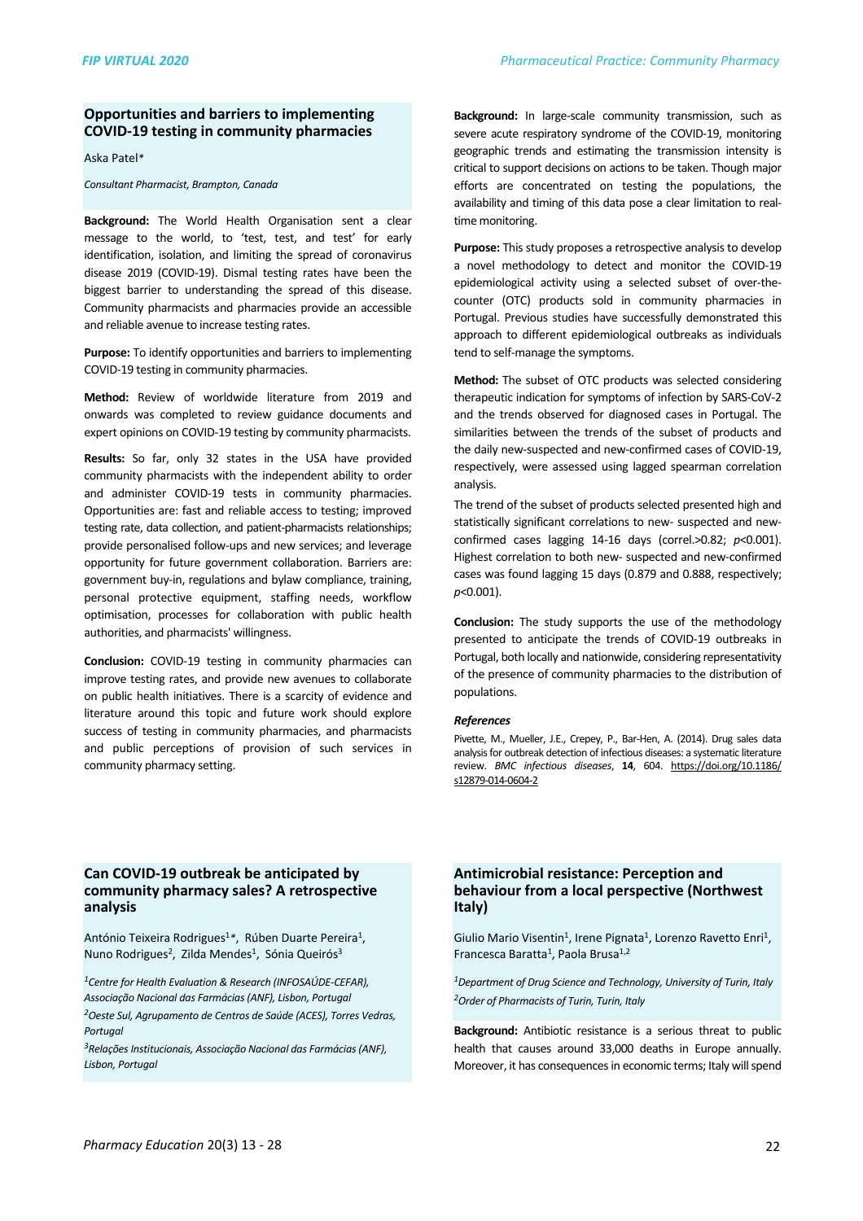## Opportunities and barriers to implementing COVID-19 testing in community pharmacies

Aska Patel*

*Consultant Pharmacist, Brampton, Canada*

**Background:** The World Health Organisation sent a clear message to the world, to 'test, test, and test' for early identification, isolation, and limiting the spread of coronavirus disease 2019 (COVID-19). Dismal testing rates have been the biggest barrier to understanding the spread of this disease. Community pharmacists and pharmacies provide an accessible and reliable avenue to increase testing rates.

**Purpose:** To identify opportunities and barriers to implementing COVID-19 testing in community pharmacies.

**Method:** Review of worldwide literature from 2019 and onwards was completed to review guidance documents and expert opinions on COVID-19 testing by community pharmacists.

**Results:** So far, only 32 states in the USA have provided community pharmacists with the independent ability to order and administer COVID-19 tests in community pharmacies. Opportunities are: fast and reliable access to testing; improved testing rate, data collection, and patient-pharmacists relationships; provide personalised follow-ups and new services; and leverage opportunity for future government collaboration. Barriers are: government buy-in, regulations and bylaw compliance, training, personal protective equipment, staffing needs, workflow optimisation, processes for collaboration with public health authorities, and pharmacists' willingness.

**Conclusion:** COVID-19 testing in community pharmacies can improve testing rates, and provide new avenues to collaborate on public health initiatives. There is a scarcity of evidence and literature around this topic and future work should explore success of testing in community pharmacies, and pharmacists and public perceptions of provision of such services in community pharmacy setting.

## Can COVID-19 outbreak be anticipated by community pharmacy sales? A retrospective analysis

António Teixeira Rodrigues[1]*, Rúben Duarte Pereira[1], Nuno Rodrigues[2], Zilda Mendes[1], Sónia Queirós[3]

*[1]Centre for Health Evaluation & Research (INFOSAÚDE-CEFAR), Associação Nacional das Farmácias (ANF), Lisbon, Portugal*
*[2]Oeste Sul, Agrupamento de Centros de Saúde (ACES), Torres Vedras, Portugal*
*[3]Relações Institucionais, Associação Nacional das Farmácias (ANF), Lisbon, Portugal*

**Background:** In large-scale community transmission, such as severe acute respiratory syndrome of the COVID-19, monitoring geographic trends and estimating the transmission intensity is critical to support decisions on actions to be taken. Though major efforts are concentrated on testing the populations, the availability and timing of this data pose a clear limitation to real-time monitoring.

**Purpose:** This study proposes a retrospective analysis to develop a novel methodology to detect and monitor the COVID-19 epidemiological activity using a selected subset of over-the-counter (OTC) products sold in community pharmacies in Portugal. Previous studies have successfully demonstrated this approach to different epidemiological outbreaks as individuals tend to self-manage the symptoms.

**Method:** The subset of OTC products was selected considering therapeutic indication for symptoms of infection by SARS-CoV-2 and the trends observed for diagnosed cases in Portugal. The similarities between the trends of the subset of products and the daily new-suspected and new-confirmed cases of COVID-19, respectively, were assessed using lagged spearman correlation analysis.

The trend of the subset of products selected presented high and statistically significant correlations to new- suspected and new-confirmed cases lagging 14-16 days (correl.>0.82; $p$<0.001). Highest correlation to both new- suspected and new-confirmed cases was found lagging 15 days (0.879 and 0.888, respectively; $p$<0.001).

**Conclusion:** The study supports the use of the methodology presented to anticipate the trends of COVID-19 outbreaks in Portugal, both locally and nationwide, considering representativity of the presence of community pharmacies to the distribution of populations.

***References***

Pivette, M., Mueller, J.E., Crepey, P., Bar-Hen, A. (2014). Drug sales data analysis for outbreak detection of infectious diseases: a systematic literature review. *BMC infectious diseases*, **14**, 604. https://doi.org/10.1186/s12879-014-0604-2

## Antimicrobial resistance: Perception and behaviour from a local perspective (Northwest Italy)

Giulio Mario Visentin[1], Irene Pignata[1], Lorenzo Ravetto Enri[1], Francesca Baratta[1], Paola Brusa[1,2]

*[1]Department of Drug Science and Technology, University of Turin, Italy*
*[2]Order of Pharmacists of Turin, Turin, Italy*

**Background:** Antibiotic resistance is a serious threat to public health that causes around 33,000 deaths in Europe annually. Moreover, it has consequences in economic terms; Italy will spend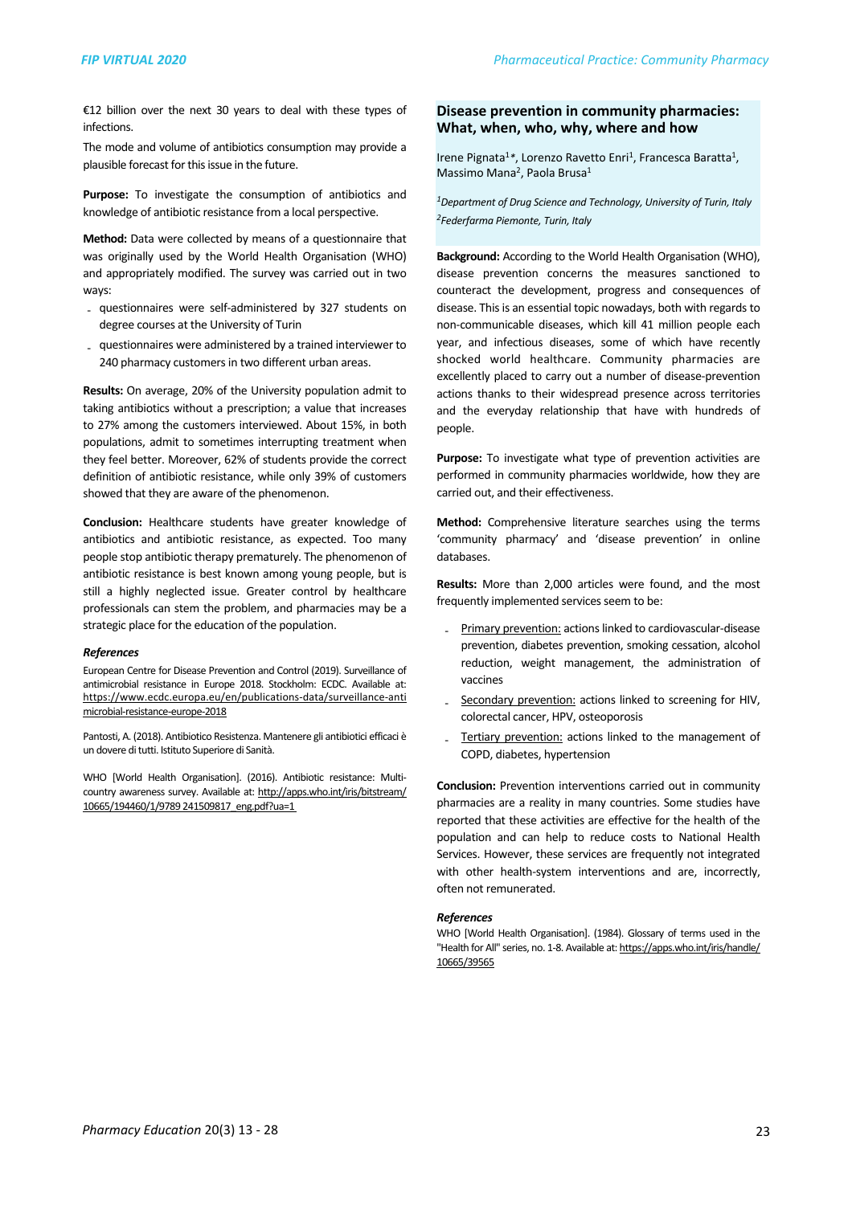€12 billion over the next 30 years to deal with these types of infections.

The mode and volume of antibiotics consumption may provide a plausible forecast for this issue in the future.

**Purpose:** To investigate the consumption of antibiotics and knowledge of antibiotic resistance from a local perspective.

**Method:** Data were collected by means of a questionnaire that was originally used by the World Health Organisation (WHO) and appropriately modified. The survey was carried out in two ways:

- questionnaires were self-administered by 327 students on degree courses at the University of Turin
- questionnaires were administered by a trained interviewer to 240 pharmacy customers in two different urban areas.

**Results:** On average, 20% of the University population admit to taking antibiotics without a prescription; a value that increases to 27% among the customers interviewed. About 15%, in both populations, admit to sometimes interrupting treatment when they feel better. Moreover, 62% of students provide the correct definition of antibiotic resistance, while only 39% of customers showed that they are aware of the phenomenon.

**Conclusion:** Healthcare students have greater knowledge of antibiotics and antibiotic resistance, as expected. Too many people stop antibiotic therapy prematurely. The phenomenon of antibiotic resistance is best known among young people, but is still a highly neglected issue. Greater control by healthcare professionals can stem the problem, and pharmacies may be a strategic place for the education of the population.

### *References*

European Centre for Disease Prevention and Control (2019). Surveillance of antimicrobial resistance in Europe 2018. Stockholm: ECDC. Available at: https://www.ecdc.europa.eu/en/publications-data/surveillance-antimicrobial-resistance-europe-2018

Pantosti, A. (2018). Antibiotico Resistenza. Mantenere gli antibiotici efficaci è un dovere di tutti. Istituto Superiore di Sanità.

WHO [World Health Organisation]. (2016). Antibiotic resistance: Multi-country awareness survey. Available at: http://apps.who.int/iris/bitstream/10665/194460/1/9789 241509817_eng.pdf?ua=1

## Disease prevention in community pharmacies: What, when, who, why, where and how

Irene Pignata[1]*, Lorenzo Ravetto Enri[1], Francesca Baratta[1], Massimo Mana[2], Paola Brusa[1]

*[1]Department of Drug Science and Technology, University of Turin, Italy*
*[2]Federfarma Piemonte, Turin, Italy*

**Background:** According to the World Health Organisation (WHO), disease prevention concerns the measures sanctioned to counteract the development, progress and consequences of disease. This is an essential topic nowadays, both with regards to non-communicable diseases, which kill 41 million people each year, and infectious diseases, some of which have recently shocked world healthcare. Community pharmacies are excellently placed to carry out a number of disease-prevention actions thanks to their widespread presence across territories and the everyday relationship that have with hundreds of people.

**Purpose:** To investigate what type of prevention activities are performed in community pharmacies worldwide, how they are carried out, and their effectiveness.

**Method:** Comprehensive literature searches using the terms 'community pharmacy' and 'disease prevention' in online databases.

**Results:** More than 2,000 articles were found, and the most frequently implemented services seem to be:

- Primary prevention: actions linked to cardiovascular-disease prevention, diabetes prevention, smoking cessation, alcohol reduction, weight management, the administration of vaccines
- Secondary prevention: actions linked to screening for HIV, colorectal cancer, HPV, osteoporosis
- Tertiary prevention: actions linked to the management of COPD, diabetes, hypertension

**Conclusion:** Prevention interventions carried out in community pharmacies are a reality in many countries. Some studies have reported that these activities are effective for the health of the population and can help to reduce costs to National Health Services. However, these services are frequently not integrated with other health-system interventions and are, incorrectly, often not remunerated.

### *References*

WHO [World Health Organisation]. (1984). Glossary of terms used in the "Health for All" series, no. 1-8. Available at: https://apps.who.int/iris/handle/10665/39565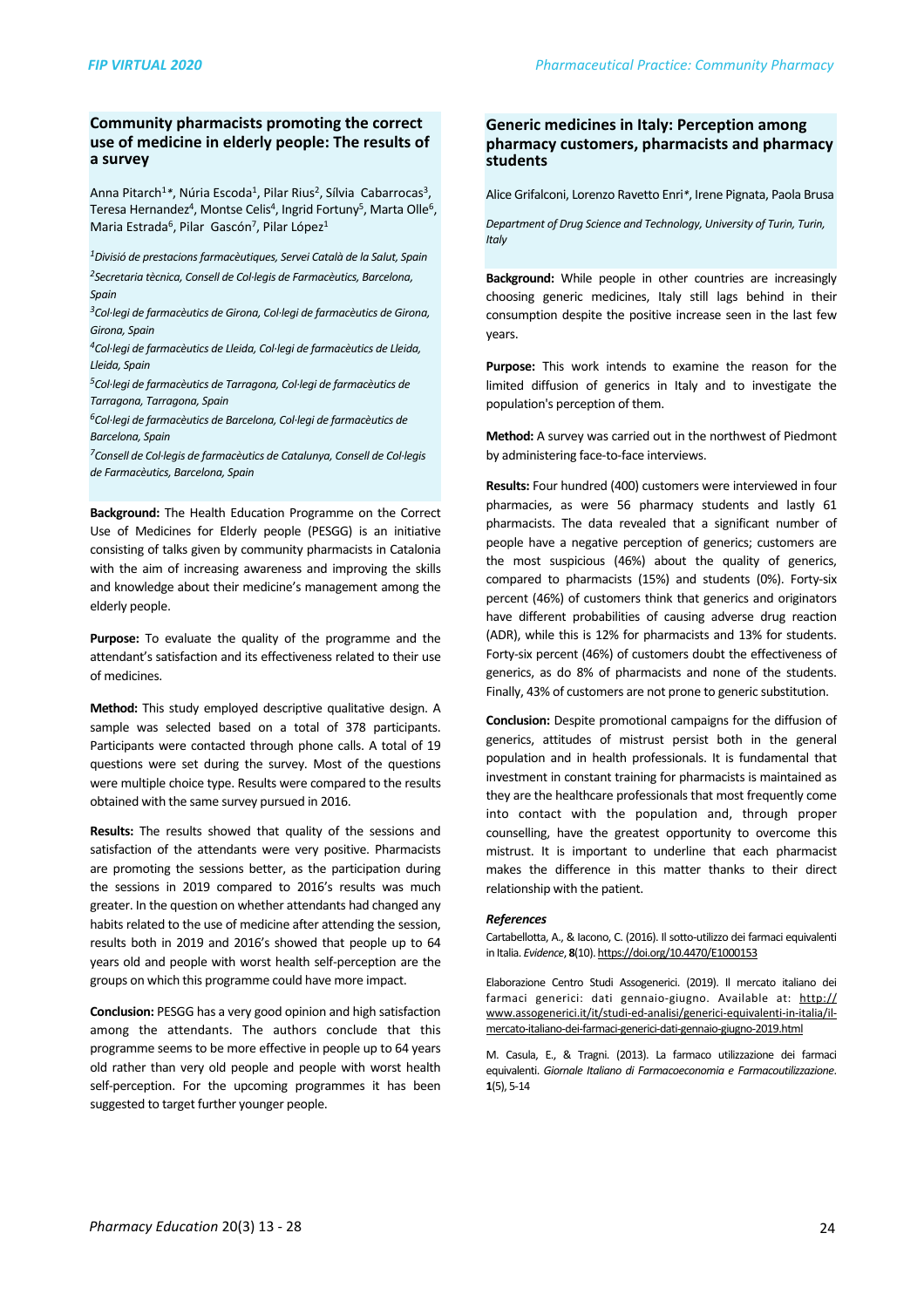## Community pharmacists promoting the correct use of medicine in elderly people: The results of a survey

Anna Pitarch[1]*, Núria Escoda[1], Pilar Rius[2], Sílvia Cabarrocas[3], Teresa Hernandez[4], Montse Celis[4], Ingrid Fortuny[5], Marta Olle[6], Maria Estrada[6], Pilar Gascón[7], Pilar López[1]

*[1]Divisió de prestacions farmacèutiques, Servei Català de la Salut, Spain*

*[2]Secretaria tècnica, Consell de Col·legis de Farmacèutics, Barcelona, Spain*

*[3]Col·legi de farmacèutics de Girona, Col·legi de farmacèutics de Girona, Girona, Spain*

*[4]Col·legi de farmacèutics de Lleida, Col·legi de farmacèutics de Lleida, Lleida, Spain*

*[5]Col·legi de farmacèutics de Tarragona, Col·legi de farmacèutics de Tarragona, Tarragona, Spain*

*[6]Col·legi de farmacèutics de Barcelona, Col·legi de farmacèutics de Barcelona, Spain*

*[7]Consell de Col·legis de farmacèutics de Catalunya, Consell de Col·legis de Farmacèutics, Barcelona, Spain*

**Background:** The Health Education Programme on the Correct Use of Medicines for Elderly people (PESGG) is an initiative consisting of talks given by community pharmacists in Catalonia with the aim of increasing awareness and improving the skills and knowledge about their medicine's management among the elderly people.

**Purpose:** To evaluate the quality of the programme and the attendant's satisfaction and its effectiveness related to their use of medicines.

**Method:** This study employed descriptive qualitative design. A sample was selected based on a total of 378 participants. Participants were contacted through phone calls. A total of 19 questions were set during the survey. Most of the questions were multiple choice type. Results were compared to the results obtained with the same survey pursued in 2016.

**Results:** The results showed that quality of the sessions and satisfaction of the attendants were very positive. Pharmacists are promoting the sessions better, as the participation during the sessions in 2019 compared to 2016's results was much greater. In the question on whether attendants had changed any habits related to the use of medicine after attending the session, results both in 2019 and 2016's showed that people up to 64 years old and people with worst health self-perception are the groups on which this programme could have more impact.

**Conclusion:** PESGG has a very good opinion and high satisfaction among the attendants. The authors conclude that this programme seems to be more effective in people up to 64 years old rather than very old people and people with worst health self-perception. For the upcoming programmes it has been suggested to target further younger people.

## Generic medicines in Italy: Perception among pharmacy customers, pharmacists and pharmacy students

Alice Grifalconi, Lorenzo Ravetto Enri*, Irene Pignata, Paola Brusa

*Department of Drug Science and Technology, University of Turin, Turin, Italy*

**Background:** While people in other countries are increasingly choosing generic medicines, Italy still lags behind in their consumption despite the positive increase seen in the last few years.

**Purpose:** This work intends to examine the reason for the limited diffusion of generics in Italy and to investigate the population's perception of them.

**Method:** A survey was carried out in the northwest of Piedmont by administering face-to-face interviews.

**Results:** Four hundred (400) customers were interviewed in four pharmacies, as were 56 pharmacy students and lastly 61 pharmacists. The data revealed that a significant number of people have a negative perception of generics; customers are the most suspicious (46%) about the quality of generics, compared to pharmacists (15%) and students (0%). Forty-six percent (46%) of customers think that generics and originators have different probabilities of causing adverse drug reaction (ADR), while this is 12% for pharmacists and 13% for students. Forty-six percent (46%) of customers doubt the effectiveness of generics, as do 8% of pharmacists and none of the students. Finally, 43% of customers are not prone to generic substitution.

**Conclusion:** Despite promotional campaigns for the diffusion of generics, attitudes of mistrust persist both in the general population and in health professionals. It is fundamental that investment in constant training for pharmacists is maintained as they are the healthcare professionals that most frequently come into contact with the population and, through proper counselling, have the greatest opportunity to overcome this mistrust. It is important to underline that each pharmacist makes the difference in this matter thanks to their direct relationship with the patient.

### *References*

Cartabellotta, A., & Iacono, C. (2016). Il sotto-utilizzo dei farmaci equivalenti in Italia. *Evidence*, **8**(10). https://doi.org/10.4470/E1000153

Elaborazione Centro Studi Assogenerici. (2019). Il mercato italiano dei farmaci generici: dati gennaio-giugno. Available at: http://www.assogenerici.it/it/studi-ed-analisi/generici-equivalenti-in-italia/il-mercato-italiano-dei-farmaci-generici-dati-gennaio-giugno-2019.html

M. Casula, E., & Tragni. (2013). La farmaco utilizzazione dei farmaci equivalenti. *Giornale Italiano di Farmacoeconomia e Farmacoutilizzazione*. **1**(5), 5-14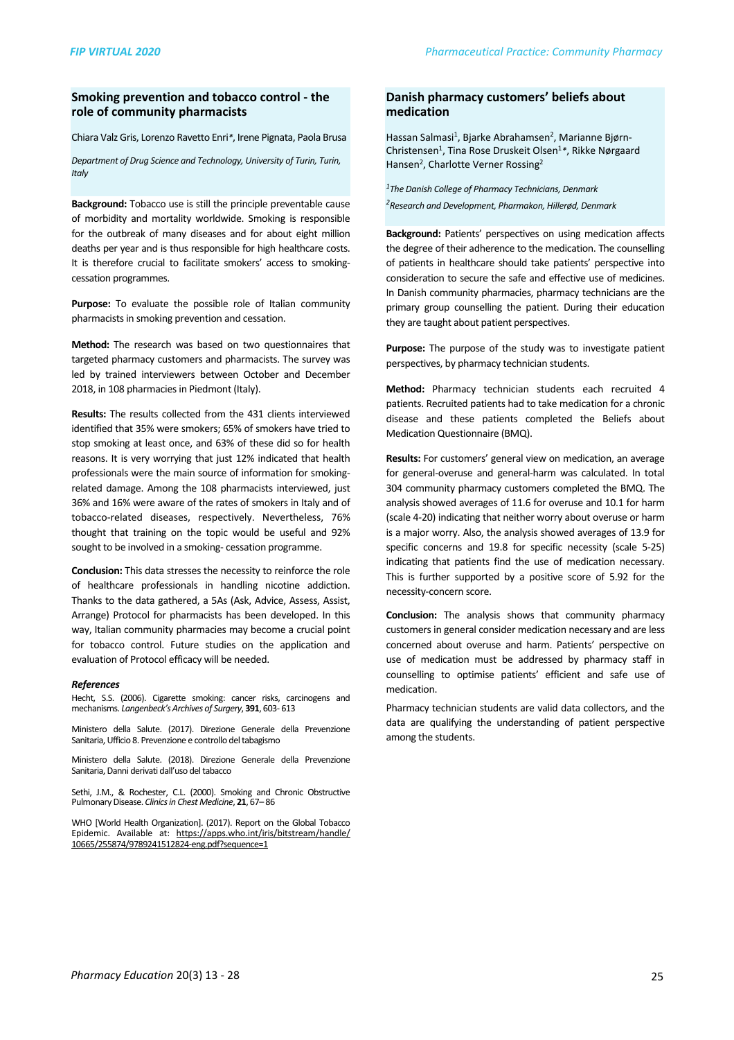## Smoking prevention and tobacco control - the role of community pharmacists

Chiara Valz Gris, Lorenzo Ravetto Enri*, Irene Pignata, Paola Brusa

*Department of Drug Science and Technology, University of Turin, Turin, Italy*

**Background:** Tobacco use is still the principle preventable cause of morbidity and mortality worldwide. Smoking is responsible for the outbreak of many diseases and for about eight million deaths per year and is thus responsible for high healthcare costs. It is therefore crucial to facilitate smokers' access to smoking-cessation programmes.

**Purpose:** To evaluate the possible role of Italian community pharmacists in smoking prevention and cessation.

**Method:** The research was based on two questionnaires that targeted pharmacy customers and pharmacists. The survey was led by trained interviewers between October and December 2018, in 108 pharmacies in Piedmont (Italy).

**Results:** The results collected from the 431 clients interviewed identified that 35% were smokers; 65% of smokers have tried to stop smoking at least once, and 63% of these did so for health reasons. It is very worrying that just 12% indicated that health professionals were the main source of information for smoking-related damage. Among the 108 pharmacists interviewed, just 36% and 16% were aware of the rates of smokers in Italy and of tobacco-related diseases, respectively. Nevertheless, 76% thought that training on the topic would be useful and 92% sought to be involved in a smoking- cessation programme.

**Conclusion:** This data stresses the necessity to reinforce the role of healthcare professionals in handling nicotine addiction. Thanks to the data gathered, a 5As (Ask, Advice, Assess, Assist, Arrange) Protocol for pharmacists has been developed. In this way, Italian community pharmacies may become a crucial point for tobacco control. Future studies on the application and evaluation of Protocol efficacy will be needed.

### *References*

Hecht, S.S. (2006). Cigarette smoking: cancer risks, carcinogens and mechanisms. *Langenbeck's Archives of Surgery*, **391**, 603- 613

Ministero della Salute. (2017). Direzione Generale della Prevenzione Sanitaria, Ufficio 8. Prevenzione e controllo del tabagismo

Ministero della Salute. (2018). Direzione Generale della Prevenzione Sanitaria, Danni derivati dall'uso del tabacco

Sethi, J.M., & Rochester, C.L. (2000). Smoking and Chronic Obstructive Pulmonary Disease. *Clinics in Chest Medicine*, **21**, 67– 86

WHO [World Health Organization]. (2017). Report on the Global Tobacco Epidemic. Available at: https://apps.who.int/iris/bitstream/handle/10665/255874/9789241512824-eng.pdf?sequence=1

## Danish pharmacy customers' beliefs about medication

Hassan Salmasi[1], Bjarke Abrahamsen[2], Marianne Bjørn-Christensen[1], Tina Rose Druskeit Olsen[1]*, Rikke Nørgaard Hansen[2], Charlotte Verner Rossing[2]

*[1]The Danish College of Pharmacy Technicians, Denmark*
*[2]Research and Development, Pharmakon, Hillerød, Denmark*

**Background:** Patients' perspectives on using medication affects the degree of their adherence to the medication. The counselling of patients in healthcare should take patients' perspective into consideration to secure the safe and effective use of medicines. In Danish community pharmacies, pharmacy technicians are the primary group counselling the patient. During their education they are taught about patient perspectives.

**Purpose:** The purpose of the study was to investigate patient perspectives, by pharmacy technician students.

**Method:** Pharmacy technician students each recruited 4 patients. Recruited patients had to take medication for a chronic disease and these patients completed the Beliefs about Medication Questionnaire (BMQ).

**Results:** For customers' general view on medication, an average for general-overuse and general-harm was calculated. In total 304 community pharmacy customers completed the BMQ. The analysis showed averages of 11.6 for overuse and 10.1 for harm (scale 4-20) indicating that neither worry about overuse or harm is a major worry. Also, the analysis showed averages of 13.9 for specific concerns and 19.8 for specific necessity (scale 5-25) indicating that patients find the use of medication necessary. This is further supported by a positive score of 5.92 for the necessity-concern score.

**Conclusion:** The analysis shows that community pharmacy customers in general consider medication necessary and are less concerned about overuse and harm. Patients' perspective on use of medication must be addressed by pharmacy staff in counselling to optimise patients' efficient and safe use of medication.

Pharmacy technician students are valid data collectors, and the data are qualifying the understanding of patient perspective among the students.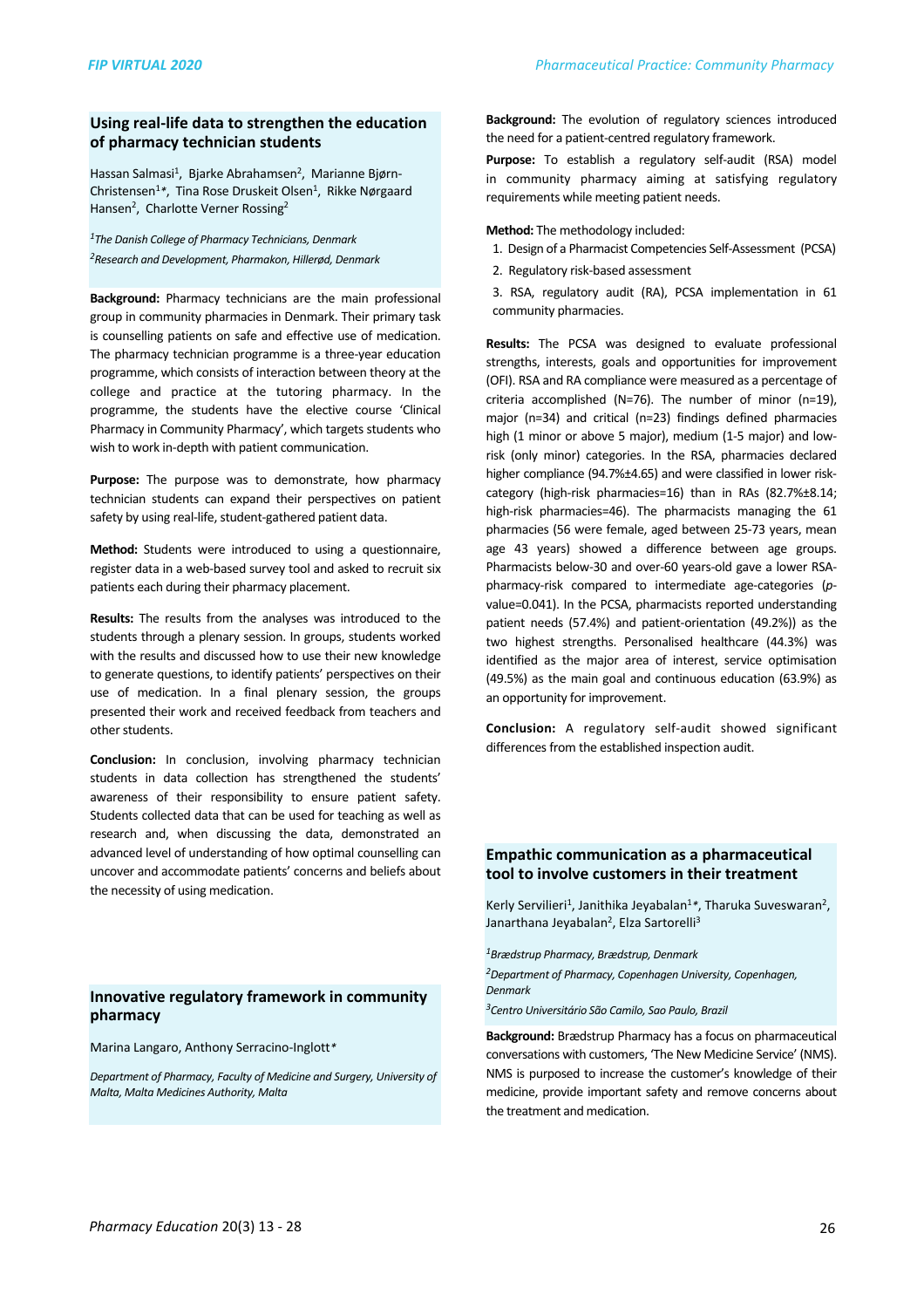## Using real-life data to strengthen the education of pharmacy technician students

Hassan Salmasi[1], Bjarke Abrahamsen[2], Marianne Bjørn-Christensen[1]*, Tina Rose Druskeit Olsen[1], Rikke Nørgaard Hansen[2], Charlotte Verner Rossing[2]

*[1]The Danish College of Pharmacy Technicians, Denmark*

*[2]Research and Development, Pharmakon, Hillerød, Denmark*

**Background:** Pharmacy technicians are the main professional group in community pharmacies in Denmark. Their primary task is counselling patients on safe and effective use of medication. The pharmacy technician programme is a three-year education programme, which consists of interaction between theory at the college and practice at the tutoring pharmacy. In the programme, the students have the elective course 'Clinical Pharmacy in Community Pharmacy', which targets students who wish to work in-depth with patient communication.

**Purpose:** The purpose was to demonstrate, how pharmacy technician students can expand their perspectives on patient safety by using real-life, student-gathered patient data.

**Method:** Students were introduced to using a questionnaire, register data in a web-based survey tool and asked to recruit six patients each during their pharmacy placement.

**Results:** The results from the analyses was introduced to the students through a plenary session. In groups, students worked with the results and discussed how to use their new knowledge to generate questions, to identify patients' perspectives on their use of medication. In a final plenary session, the groups presented their work and received feedback from teachers and other students.

**Conclusion:** In conclusion, involving pharmacy technician students in data collection has strengthened the students' awareness of their responsibility to ensure patient safety. Students collected data that can be used for teaching as well as research and, when discussing the data, demonstrated an advanced level of understanding of how optimal counselling can uncover and accommodate patients' concerns and beliefs about the necessity of using medication.

## Innovative regulatory framework in community pharmacy

Marina Langaro, Anthony Serracino-Inglott*

*Department of Pharmacy, Faculty of Medicine and Surgery, University of Malta, Malta Medicines Authority, Malta*

**Background:** The evolution of regulatory sciences introduced the need for a patient-centred regulatory framework.

**Purpose:** To establish a regulatory self-audit (RSA) model in community pharmacy aiming at satisfying regulatory requirements while meeting patient needs.

**Method:** The methodology included:

1. Design of a Pharmacist Competencies Self-Assessment (PCSA)
2. Regulatory risk-based assessment
3. RSA, regulatory audit (RA), PCSA implementation in 61 community pharmacies.

**Results:** The PCSA was designed to evaluate professional strengths, interests, goals and opportunities for improvement (OFI). RSA and RA compliance were measured as a percentage of criteria accomplished (N=76). The number of minor (n=19), major (n=34) and critical (n=23) findings defined pharmacies high (1 minor or above 5 major), medium (1-5 major) and low-risk (only minor) categories. In the RSA, pharmacies declared higher compliance (94.7%±4.65) and were classified in lower risk-category (high-risk pharmacies=16) than in RAs (82.7%±8.14; high-risk pharmacies=46). The pharmacists managing the 61 pharmacies (56 were female, aged between 25-73 years, mean age 43 years) showed a difference between age groups. Pharmacists below-30 and over-60 years-old gave a lower RSA-pharmacy-risk compared to intermediate age-categories ($p$-value=0.041). In the PCSA, pharmacists reported understanding patient needs (57.4%) and patient-orientation (49.2%)) as the two highest strengths. Personalised healthcare (44.3%) was identified as the major area of interest, service optimisation (49.5%) as the main goal and continuous education (63.9%) as an opportunity for improvement.

**Conclusion:** A regulatory self-audit showed significant differences from the established inspection audit.

## Empathic communication as a pharmaceutical tool to involve customers in their treatment

Kerly Servilieri[1], Janithika Jeyabalan[1]*, Tharuka Suveswaran[2], Janarthana Jeyabalan[2], Elza Sartorelli[3]

*[1]Brædstrup Pharmacy, Brædstrup, Denmark*

*[2]Department of Pharmacy, Copenhagen University, Copenhagen, Denmark*

*[3]Centro Universitário São Camilo, Sao Paulo, Brazil*

**Background:** Brædstrup Pharmacy has a focus on pharmaceutical conversations with customers, 'The New Medicine Service' (NMS). NMS is purposed to increase the customer's knowledge of their medicine, provide important safety and remove concerns about the treatment and medication.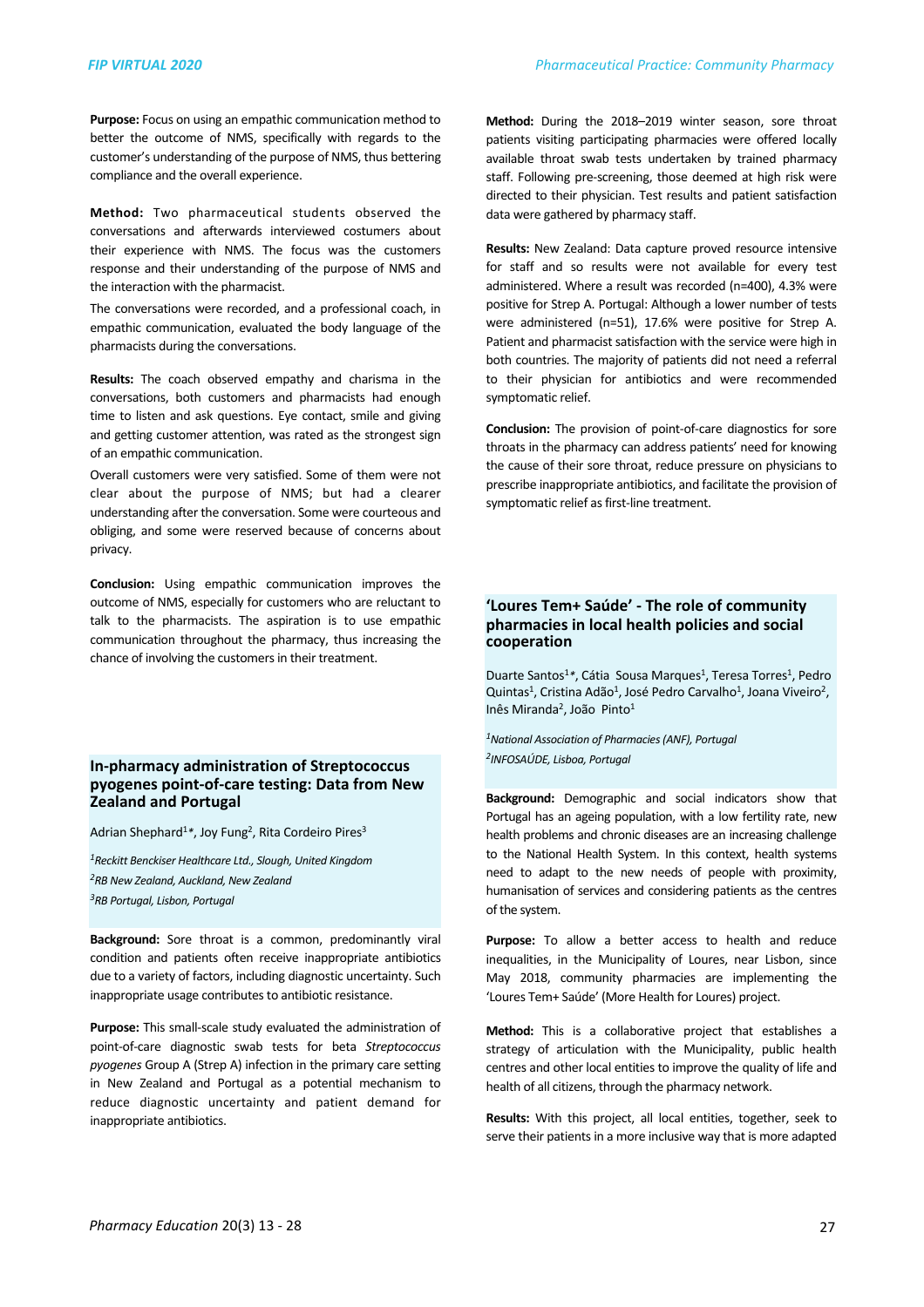**Purpose:** Focus on using an empathic communication method to better the outcome of NMS, specifically with regards to the customer's understanding of the purpose of NMS, thus bettering compliance and the overall experience.

**Method:** Two pharmaceutical students observed the conversations and afterwards interviewed costumers about their experience with NMS. The focus was the customers response and their understanding of the purpose of NMS and the interaction with the pharmacist.

The conversations were recorded, and a professional coach, in empathic communication, evaluated the body language of the pharmacists during the conversations.

**Results:** The coach observed empathy and charisma in the conversations, both customers and pharmacists had enough time to listen and ask questions. Eye contact, smile and giving and getting customer attention, was rated as the strongest sign of an empathic communication.

Overall customers were very satisfied. Some of them were not clear about the purpose of NMS; but had a clearer understanding after the conversation. Some were courteous and obliging, and some were reserved because of concerns about privacy.

**Conclusion:** Using empathic communication improves the outcome of NMS, especially for customers who are reluctant to talk to the pharmacists. The aspiration is to use empathic communication throughout the pharmacy, thus increasing the chance of involving the customers in their treatment.

## In-pharmacy administration of Streptococcus pyogenes point-of-care testing: Data from New Zealand and Portugal

Adrian Shephard[1]*, Joy Fung[2], Rita Cordeiro Pires[3]

*[1]Reckitt Benckiser Healthcare Ltd., Slough, United Kingdom*
*[2]RB New Zealand, Auckland, New Zealand*
*[3]RB Portugal, Lisbon, Portugal*

**Background:** Sore throat is a common, predominantly viral condition and patients often receive inappropriate antibiotics due to a variety of factors, including diagnostic uncertainty. Such inappropriate usage contributes to antibiotic resistance.

**Purpose:** This small-scale study evaluated the administration of point-of-care diagnostic swab tests for beta *Streptococcus pyogenes* Group A (Strep A) infection in the primary care setting in New Zealand and Portugal as a potential mechanism to reduce diagnostic uncertainty and patient demand for inappropriate antibiotics.

**Method:** During the 2018–2019 winter season, sore throat patients visiting participating pharmacies were offered locally available throat swab tests undertaken by trained pharmacy staff. Following pre-screening, those deemed at high risk were directed to their physician. Test results and patient satisfaction data were gathered by pharmacy staff.

**Results:** New Zealand: Data capture proved resource intensive for staff and so results were not available for every test administered. Where a result was recorded (n=400), 4.3% were positive for Strep A. Portugal: Although a lower number of tests were administered (n=51), 17.6% were positive for Strep A. Patient and pharmacist satisfaction with the service were high in both countries. The majority of patients did not need a referral to their physician for antibiotics and were recommended symptomatic relief.

**Conclusion:** The provision of point-of-care diagnostics for sore throats in the pharmacy can address patients' need for knowing the cause of their sore throat, reduce pressure on physicians to prescribe inappropriate antibiotics, and facilitate the provision of symptomatic relief as first-line treatment.

## 'Loures Tem+ Saúde' - The role of community pharmacies in local health policies and social cooperation

Duarte Santos[1]*, Cátia Sousa Marques[1], Teresa Torres[1], Pedro Quintas[1], Cristina Adão[1], José Pedro Carvalho[1], Joana Viveiro[2], Inês Miranda[2], João Pinto[1]

*[1]National Association of Pharmacies (ANF), Portugal*
*[2]INFOSAÚDE, Lisboa, Portugal*

**Background:** Demographic and social indicators show that Portugal has an ageing population, with a low fertility rate, new health problems and chronic diseases are an increasing challenge to the National Health System. In this context, health systems need to adapt to the new needs of people with proximity, humanisation of services and considering patients as the centres of the system.

**Purpose:** To allow a better access to health and reduce inequalities, in the Municipality of Loures, near Lisbon, since May 2018, community pharmacies are implementing the 'Loures Tem+ Saúde' (More Health for Loures) project.

**Method:** This is a collaborative project that establishes a strategy of articulation with the Municipality, public health centres and other local entities to improve the quality of life and health of all citizens, through the pharmacy network.

**Results:** With this project, all local entities, together, seek to serve their patients in a more inclusive way that is more adapted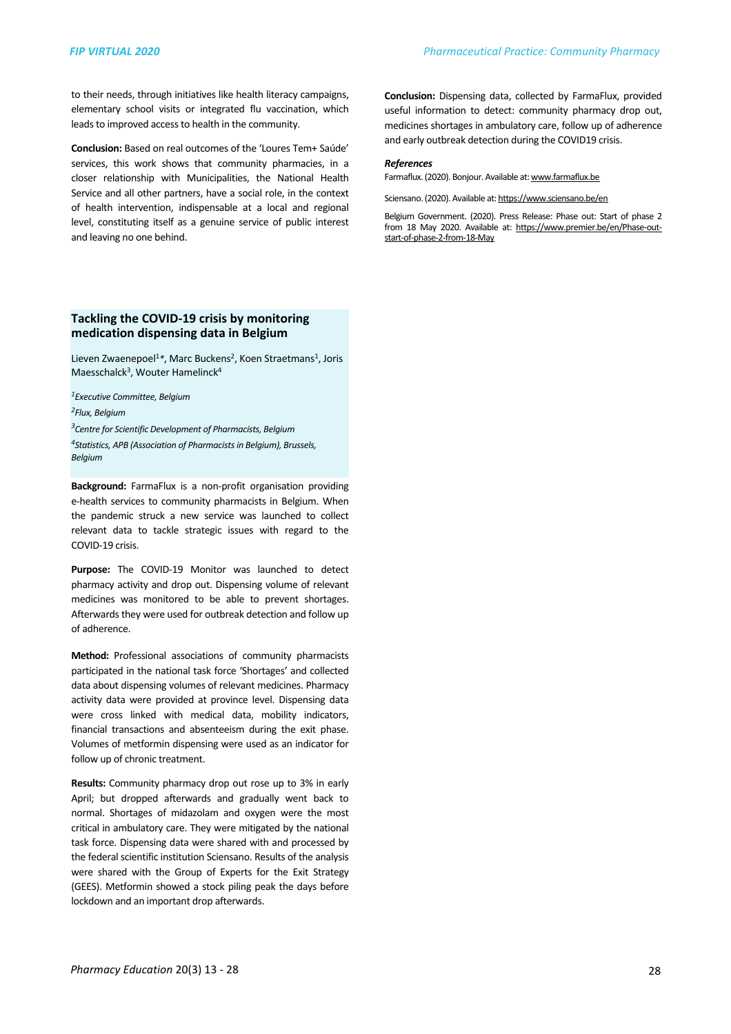to their needs, through initiatives like health literacy campaigns, elementary school visits or integrated flu vaccination, which leads to improved access to health in the community.

**Conclusion:** Based on real outcomes of the 'Loures Tem+ Saúde' services, this work shows that community pharmacies, in a closer relationship with Municipalities, the National Health Service and all other partners, have a social role, in the context of health intervention, indispensable at a local and regional level, constituting itself as a genuine service of public interest and leaving no one behind.

## Tackling the COVID-19 crisis by monitoring medication dispensing data in Belgium

Lieven Zwaenepoel[1]*, Marc Buckens[2], Koen Straetmans[1], Joris Maesschalck[3], Wouter Hamelinck[4]

*[1]Executive Committee, Belgium*

*[2]Flux, Belgium*

*[3]Centre for Scientific Development of Pharmacists, Belgium*

*[4]Statistics, APB (Association of Pharmacists in Belgium), Brussels, Belgium*

**Background:** FarmaFlux is a non-profit organisation providing e-health services to community pharmacists in Belgium. When the pandemic struck a new service was launched to collect relevant data to tackle strategic issues with regard to the COVID-19 crisis.

**Purpose:** The COVID-19 Monitor was launched to detect pharmacy activity and drop out. Dispensing volume of relevant medicines was monitored to be able to prevent shortages. Afterwards they were used for outbreak detection and follow up of adherence.

**Method:** Professional associations of community pharmacists participated in the national task force 'Shortages' and collected data about dispensing volumes of relevant medicines. Pharmacy activity data were provided at province level. Dispensing data were cross linked with medical data, mobility indicators, financial transactions and absenteeism during the exit phase. Volumes of metformin dispensing were used as an indicator for follow up of chronic treatment.

**Results:** Community pharmacy drop out rose up to 3% in early April; but dropped afterwards and gradually went back to normal. Shortages of midazolam and oxygen were the most critical in ambulatory care. They were mitigated by the national task force. Dispensing data were shared with and processed by the federal scientific institution Sciensano. Results of the analysis were shared with the Group of Experts for the Exit Strategy (GEES). Metformin showed a stock piling peak the days before lockdown and an important drop afterwards.

**Conclusion:** Dispensing data, collected by FarmaFlux, provided useful information to detect: community pharmacy drop out, medicines shortages in ambulatory care, follow up of adherence and early outbreak detection during the COVID19 crisis.

***References***

Farmaflux. (2020). Bonjour. Available at: www.farmaflux.be

Sciensano. (2020). Available at: https://www.sciensano.be/en

Belgium Government. (2020). Press Release: Phase out: Start of phase 2 from 18 May 2020. Available at: https://www.premier.be/en/Phase-out-start-of-phase-2-from-18-May